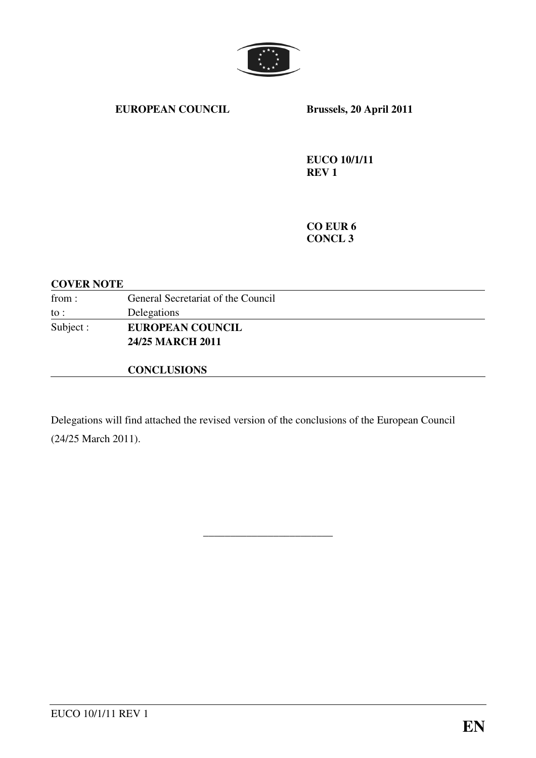**EUROPEAN COUNCIL** **Brussels, 20 April 2011**

**EUCO 10/1/11**
**REV 1**

**CO EUR 6**
**CONCL 3**

**COVER NOTE**

| | |
|---|---|
| from : | General Secretariat of the Council |
| to : | Delegations |
| Subject : | **EUROPEAN COUNCIL 24/25 MARCH 2011** <br> **CONCLUSIONS** |

Delegations will find attached the revised version of the conclusions of the European Council (24/25 March 2011).

________________________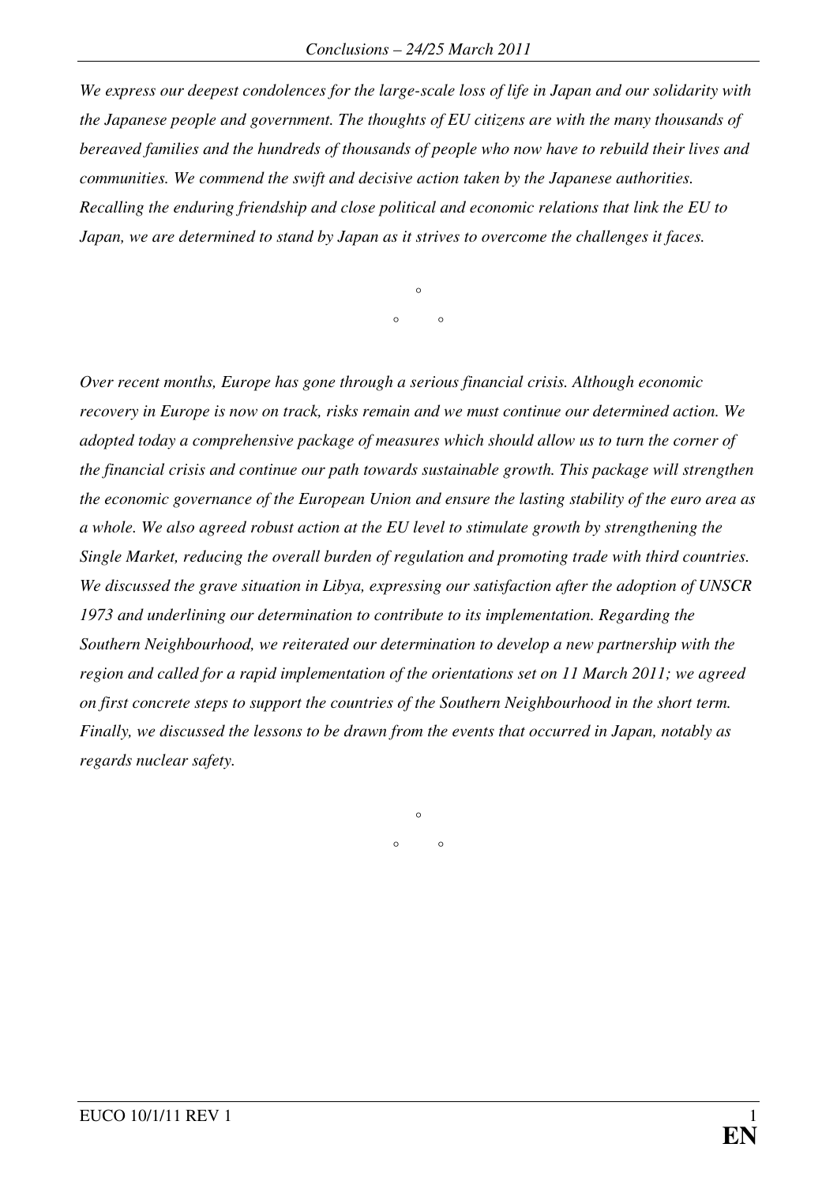*We express our deepest condolences for the large-scale loss of life in Japan and our solidarity with the Japanese people and government. The thoughts of EU citizens are with the many thousands of bereaved families and the hundreds of thousands of people who now have to rebuild their lives and communities. We commend the swift and decisive action taken by the Japanese authorities. Recalling the enduring friendship and close political and economic relations that link the EU to Japan, we are determined to stand by Japan as it strives to overcome the challenges it faces.*

°

° °

*Over recent months, Europe has gone through a serious financial crisis. Although economic recovery in Europe is now on track, risks remain and we must continue our determined action. We adopted today a comprehensive package of measures which should allow us to turn the corner of the financial crisis and continue our path towards sustainable growth. This package will strengthen the economic governance of the European Union and ensure the lasting stability of the euro area as a whole. We also agreed robust action at the EU level to stimulate growth by strengthening the Single Market, reducing the overall burden of regulation and promoting trade with third countries. We discussed the grave situation in Libya, expressing our satisfaction after the adoption of UNSCR 1973 and underlining our determination to contribute to its implementation. Regarding the Southern Neighbourhood, we reiterated our determination to develop a new partnership with the region and called for a rapid implementation of the orientations set on 11 March 2011; we agreed on first concrete steps to support the countries of the Southern Neighbourhood in the short term. Finally, we discussed the lessons to be drawn from the events that occurred in Japan, notably as regards nuclear safety.*

°

° °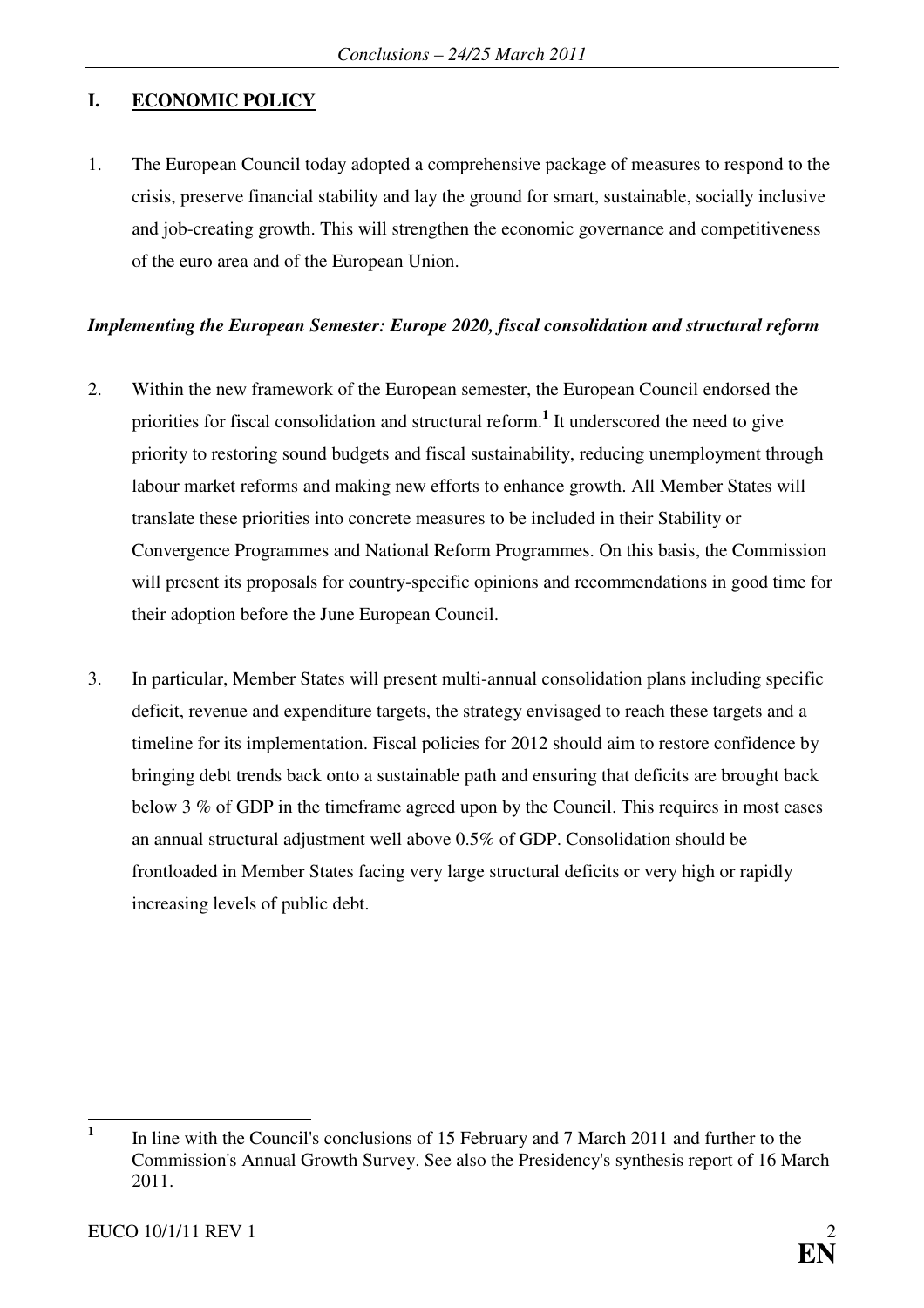## I. ECONOMIC POLICY

1. The European Council today adopted a comprehensive package of measures to respond to the crisis, preserve financial stability and lay the ground for smart, sustainable, socially inclusive and job-creating growth. This will strengthen the economic governance and competitiveness of the euro area and of the European Union.

***Implementing the European Semester: Europe 2020, fiscal consolidation and structural reform***

2. Within the new framework of the European semester, the European Council endorsed the priorities for fiscal consolidation and structural reform.[1] It underscored the need to give priority to restoring sound budgets and fiscal sustainability, reducing unemployment through labour market reforms and making new efforts to enhance growth. All Member States will translate these priorities into concrete measures to be included in their Stability or Convergence Programmes and National Reform Programmes. On this basis, the Commission will present its proposals for country-specific opinions and recommendations in good time for their adoption before the June European Council.

3. In particular, Member States will present multi-annual consolidation plans including specific deficit, revenue and expenditure targets, the strategy envisaged to reach these targets and a timeline for its implementation. Fiscal policies for 2012 should aim to restore confidence by bringing debt trends back onto a sustainable path and ensuring that deficits are brought back below 3 % of GDP in the timeframe agreed upon by the Council. This requires in most cases an annual structural adjustment well above 0.5% of GDP. Consolidation should be frontloaded in Member States facing very large structural deficits or very high or rapidly increasing levels of public debt.

---

[1] In line with the Council's conclusions of 15 February and 7 March 2011 and further to the Commission's Annual Growth Survey. See also the Presidency's synthesis report of 16 March 2011.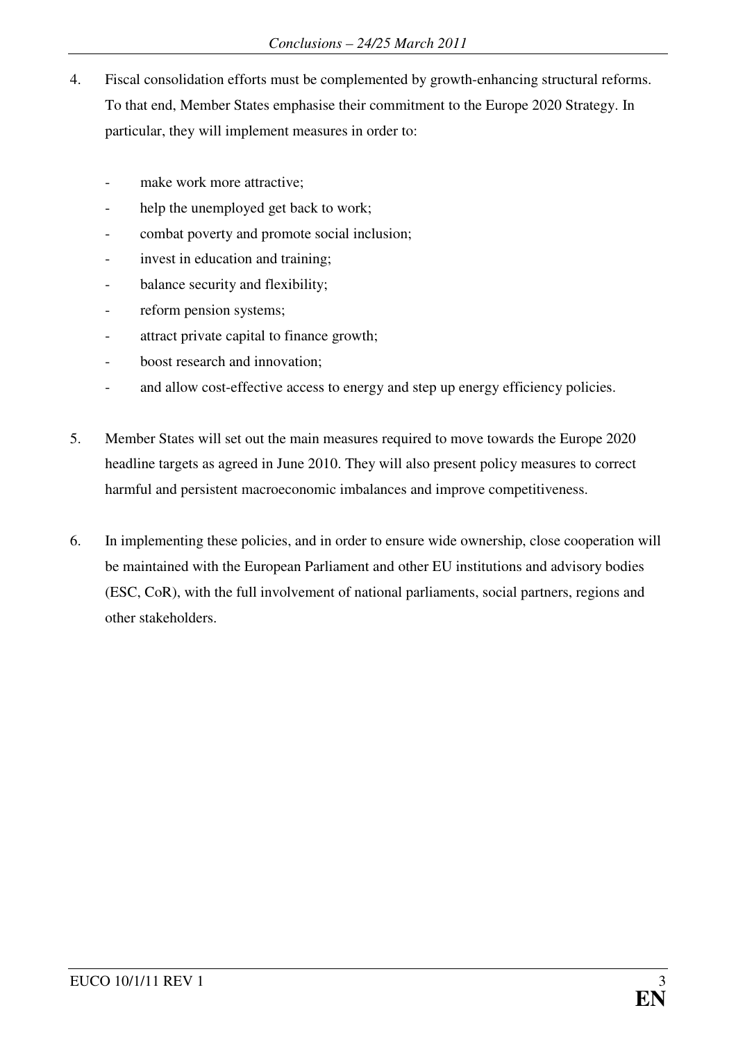4. Fiscal consolidation efforts must be complemented by growth-enhancing structural reforms. To that end, Member States emphasise their commitment to the Europe 2020 Strategy. In particular, they will implement measures in order to:

    - make work more attractive;
    - help the unemployed get back to work;
    - combat poverty and promote social inclusion;
    - invest in education and training;
    - balance security and flexibility;
    - reform pension systems;
    - attract private capital to finance growth;
    - boost research and innovation;
    - and allow cost-effective access to energy and step up energy efficiency policies.

5. Member States will set out the main measures required to move towards the Europe 2020 headline targets as agreed in June 2010. They will also present policy measures to correct harmful and persistent macroeconomic imbalances and improve competitiveness.

6. In implementing these policies, and in order to ensure wide ownership, close cooperation will be maintained with the European Parliament and other EU institutions and advisory bodies (ESC, CoR), with the full involvement of national parliaments, social partners, regions and other stakeholders.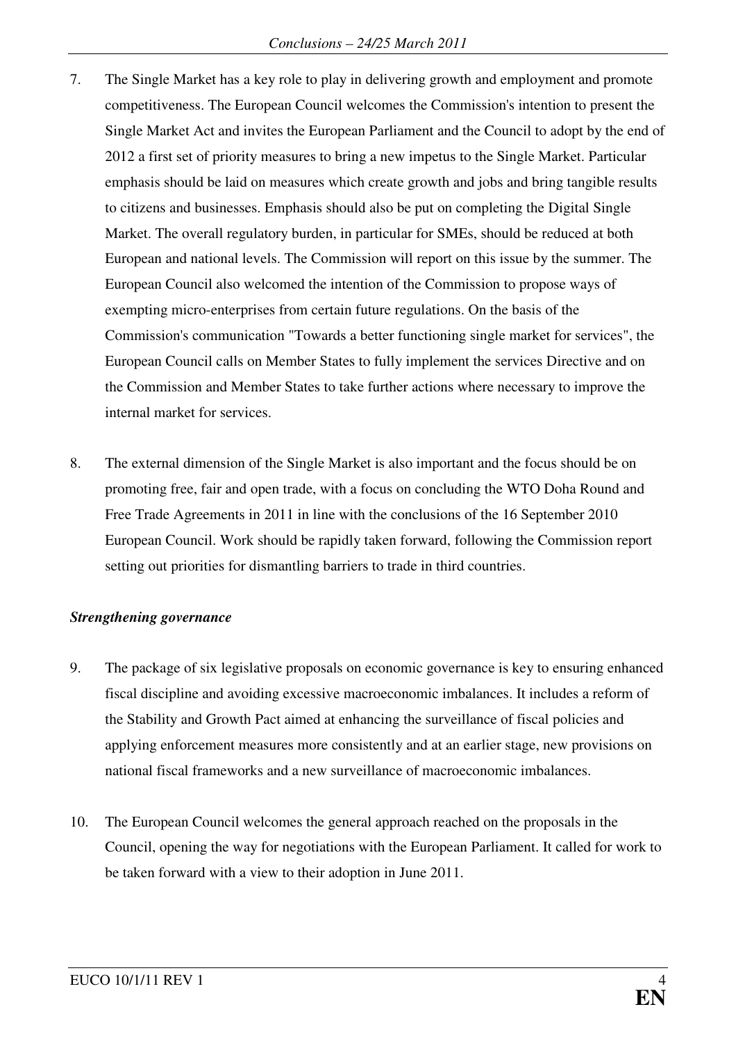7. The Single Market has a key role to play in delivering growth and employment and promote competitiveness. The European Council welcomes the Commission's intention to present the Single Market Act and invites the European Parliament and the Council to adopt by the end of 2012 a first set of priority measures to bring a new impetus to the Single Market. Particular emphasis should be laid on measures which create growth and jobs and bring tangible results to citizens and businesses. Emphasis should also be put on completing the Digital Single Market. The overall regulatory burden, in particular for SMEs, should be reduced at both European and national levels. The Commission will report on this issue by the summer. The European Council also welcomed the intention of the Commission to propose ways of exempting micro-enterprises from certain future regulations. On the basis of the Commission's communication "Towards a better functioning single market for services", the European Council calls on Member States to fully implement the services Directive and on the Commission and Member States to take further actions where necessary to improve the internal market for services.

8. The external dimension of the Single Market is also important and the focus should be on promoting free, fair and open trade, with a focus on concluding the WTO Doha Round and Free Trade Agreements in 2011 in line with the conclusions of the 16 September 2010 European Council. Work should be rapidly taken forward, following the Commission report setting out priorities for dismantling barriers to trade in third countries.

***Strengthening governance***

9. The package of six legislative proposals on economic governance is key to ensuring enhanced fiscal discipline and avoiding excessive macroeconomic imbalances. It includes a reform of the Stability and Growth Pact aimed at enhancing the surveillance of fiscal policies and applying enforcement measures more consistently and at an earlier stage, new provisions on national fiscal frameworks and a new surveillance of macroeconomic imbalances.

10. The European Council welcomes the general approach reached on the proposals in the Council, opening the way for negotiations with the European Parliament. It called for work to be taken forward with a view to their adoption in June 2011.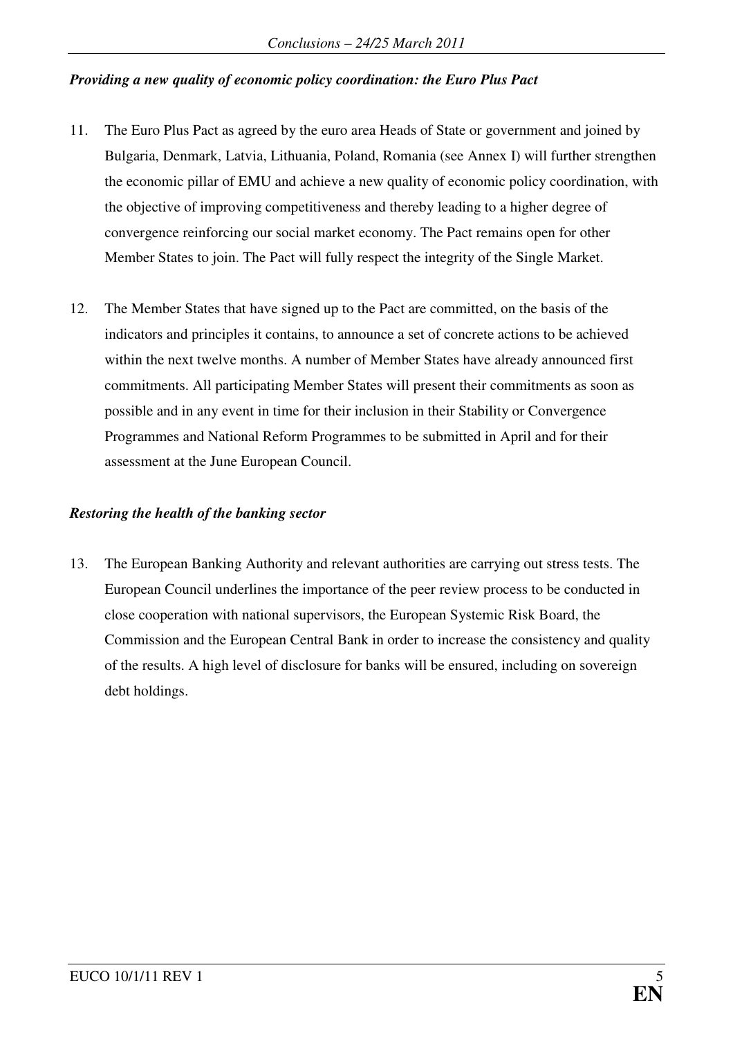***Providing a new quality of economic policy coordination: the Euro Plus Pact***

11. The Euro Plus Pact as agreed by the euro area Heads of State or government and joined by Bulgaria, Denmark, Latvia, Lithuania, Poland, Romania (see Annex I) will further strengthen the economic pillar of EMU and achieve a new quality of economic policy coordination, with the objective of improving competitiveness and thereby leading to a higher degree of convergence reinforcing our social market economy. The Pact remains open for other Member States to join. The Pact will fully respect the integrity of the Single Market.

12. The Member States that have signed up to the Pact are committed, on the basis of the indicators and principles it contains, to announce a set of concrete actions to be achieved within the next twelve months. A number of Member States have already announced first commitments. All participating Member States will present their commitments as soon as possible and in any event in time for their inclusion in their Stability or Convergence Programmes and National Reform Programmes to be submitted in April and for their assessment at the June European Council.

***Restoring the health of the banking sector***

13. The European Banking Authority and relevant authorities are carrying out stress tests. The European Council underlines the importance of the peer review process to be conducted in close cooperation with national supervisors, the European Systemic Risk Board, the Commission and the European Central Bank in order to increase the consistency and quality of the results. A high level of disclosure for banks will be ensured, including on sovereign debt holdings.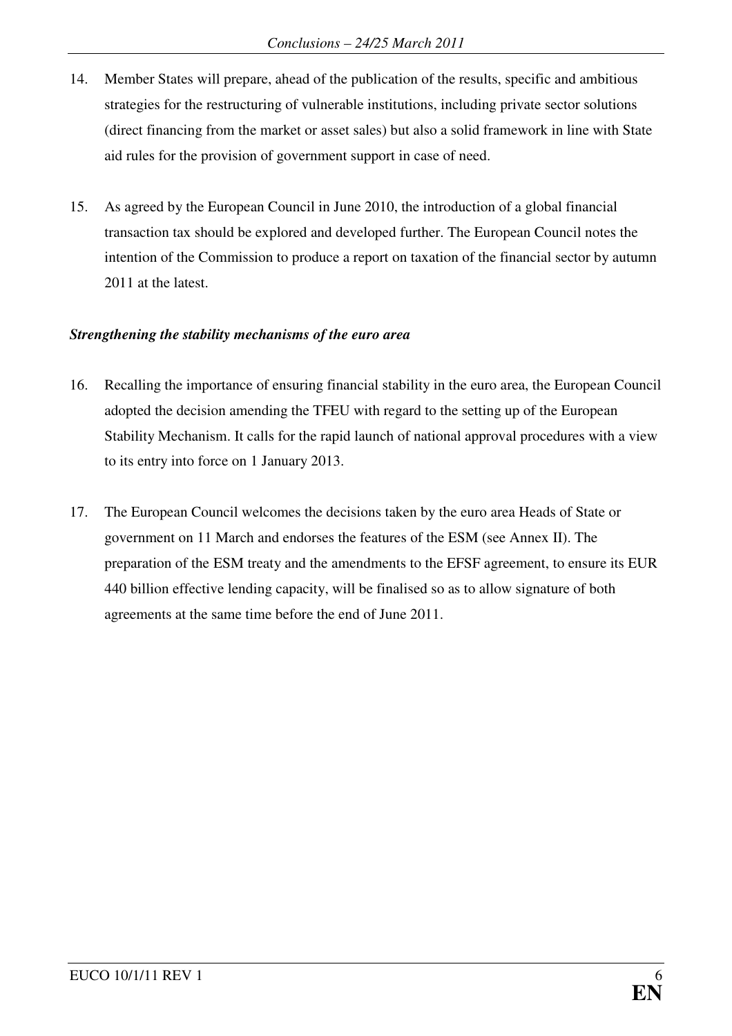14. Member States will prepare, ahead of the publication of the results, specific and ambitious strategies for the restructuring of vulnerable institutions, including private sector solutions (direct financing from the market or asset sales) but also a solid framework in line with State aid rules for the provision of government support in case of need.

15. As agreed by the European Council in June 2010, the introduction of a global financial transaction tax should be explored and developed further. The European Council notes the intention of the Commission to produce a report on taxation of the financial sector by autumn 2011 at the latest.

***Strengthening the stability mechanisms of the euro area***

16. Recalling the importance of ensuring financial stability in the euro area, the European Council adopted the decision amending the TFEU with regard to the setting up of the European Stability Mechanism. It calls for the rapid launch of national approval procedures with a view to its entry into force on 1 January 2013.

17. The European Council welcomes the decisions taken by the euro area Heads of State or government on 11 March and endorses the features of the ESM (see Annex II). The preparation of the ESM treaty and the amendments to the EFSF agreement, to ensure its EUR 440 billion effective lending capacity, will be finalised so as to allow signature of both agreements at the same time before the end of June 2011.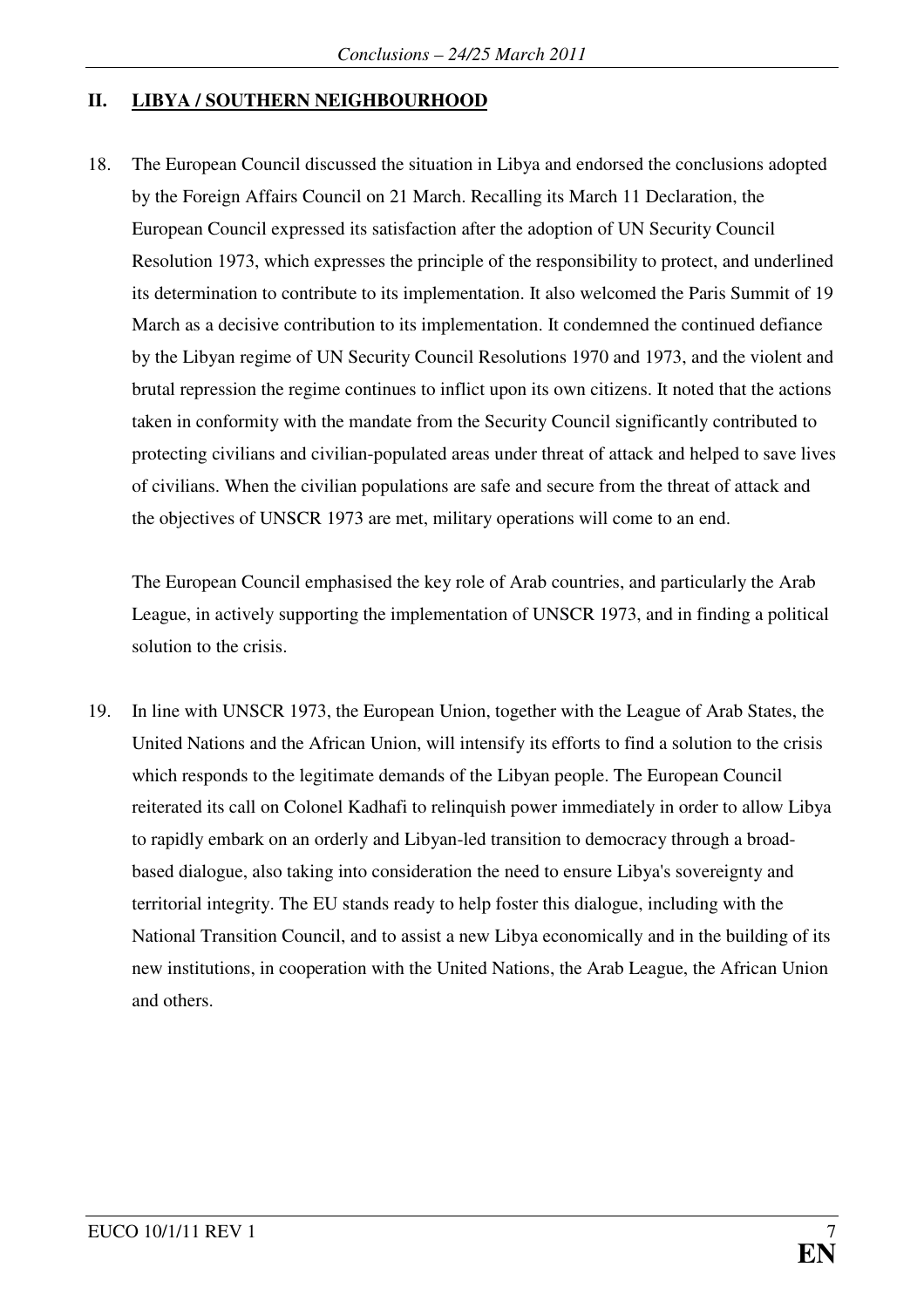## II. LIBYA / SOUTHERN NEIGHBOURHOOD

18. The European Council discussed the situation in Libya and endorsed the conclusions adopted by the Foreign Affairs Council on 21 March. Recalling its March 11 Declaration, the European Council expressed its satisfaction after the adoption of UN Security Council Resolution 1973, which expresses the principle of the responsibility to protect, and underlined its determination to contribute to its implementation. It also welcomed the Paris Summit of 19 March as a decisive contribution to its implementation. It condemned the continued defiance by the Libyan regime of UN Security Council Resolutions 1970 and 1973, and the violent and brutal repression the regime continues to inflict upon its own citizens. It noted that the actions taken in conformity with the mandate from the Security Council significantly contributed to protecting civilians and civilian-populated areas under threat of attack and helped to save lives of civilians. When the civilian populations are safe and secure from the threat of attack and the objectives of UNSCR 1973 are met, military operations will come to an end.

    The European Council emphasised the key role of Arab countries, and particularly the Arab League, in actively supporting the implementation of UNSCR 1973, and in finding a political solution to the crisis.

19. In line with UNSCR 1973, the European Union, together with the League of Arab States, the United Nations and the African Union, will intensify its efforts to find a solution to the crisis which responds to the legitimate demands of the Libyan people. The European Council reiterated its call on Colonel Kadhafi to relinquish power immediately in order to allow Libya to rapidly embark on an orderly and Libyan-led transition to democracy through a broad-based dialogue, also taking into consideration the need to ensure Libya's sovereignty and territorial integrity. The EU stands ready to help foster this dialogue, including with the National Transition Council, and to assist a new Libya economically and in the building of its new institutions, in cooperation with the United Nations, the Arab League, the African Union and others.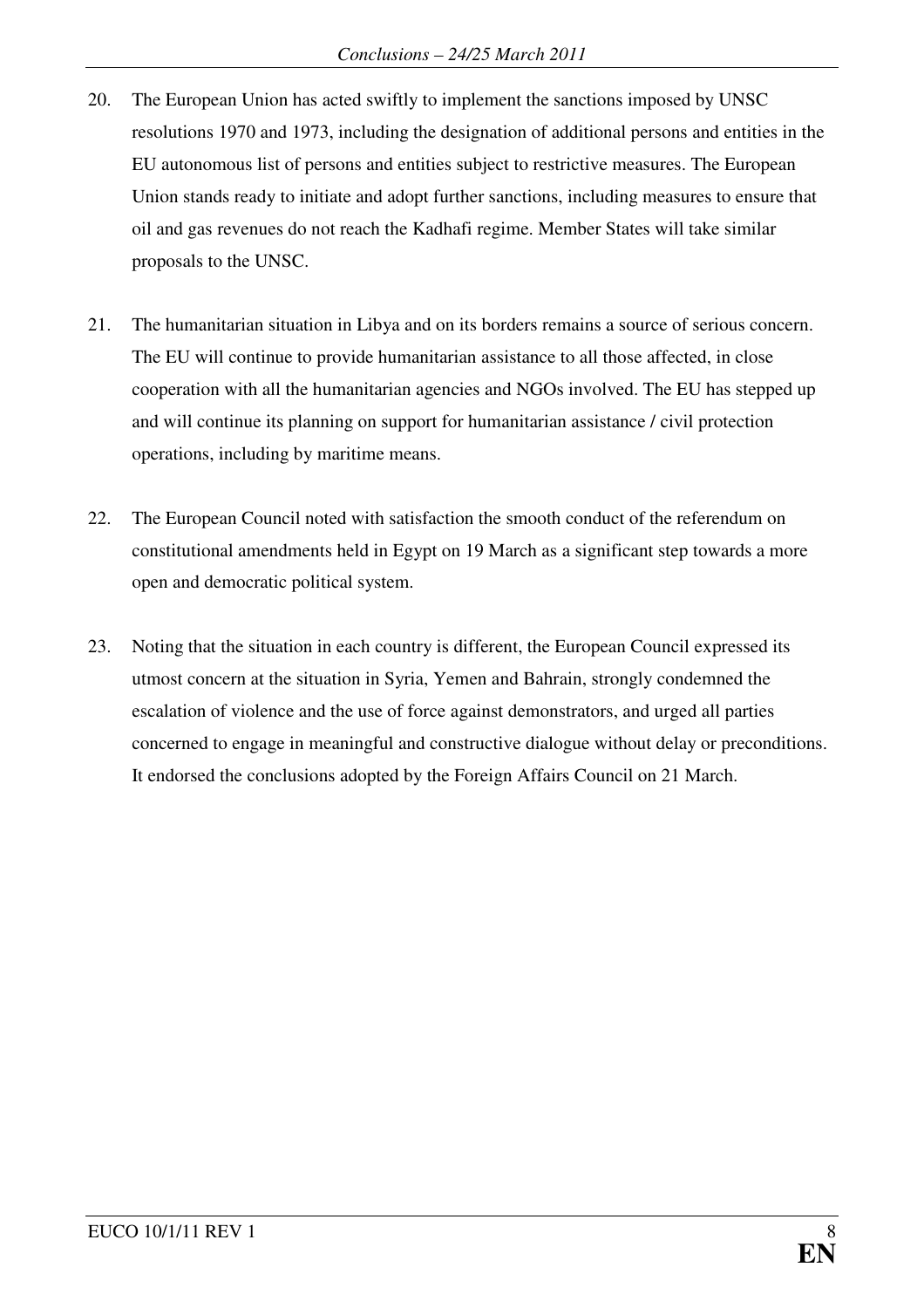20. The European Union has acted swiftly to implement the sanctions imposed by UNSC resolutions 1970 and 1973, including the designation of additional persons and entities in the EU autonomous list of persons and entities subject to restrictive measures. The European Union stands ready to initiate and adopt further sanctions, including measures to ensure that oil and gas revenues do not reach the Kadhafi regime. Member States will take similar proposals to the UNSC.

21. The humanitarian situation in Libya and on its borders remains a source of serious concern. The EU will continue to provide humanitarian assistance to all those affected, in close cooperation with all the humanitarian agencies and NGOs involved. The EU has stepped up and will continue its planning on support for humanitarian assistance / civil protection operations, including by maritime means.

22. The European Council noted with satisfaction the smooth conduct of the referendum on constitutional amendments held in Egypt on 19 March as a significant step towards a more open and democratic political system.

23. Noting that the situation in each country is different, the European Council expressed its utmost concern at the situation in Syria, Yemen and Bahrain, strongly condemned the escalation of violence and the use of force against demonstrators, and urged all parties concerned to engage in meaningful and constructive dialogue without delay or preconditions. It endorsed the conclusions adopted by the Foreign Affairs Council on 21 March.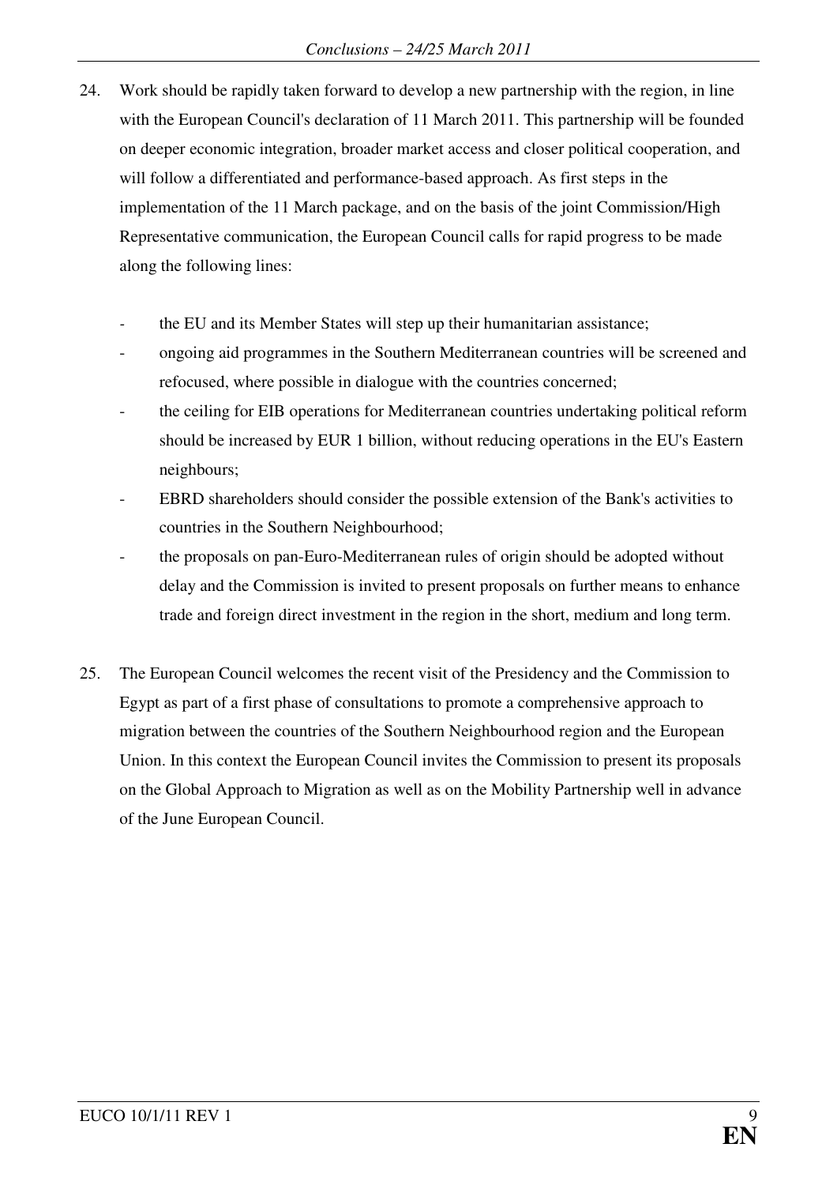24. Work should be rapidly taken forward to develop a new partnership with the region, in line with the European Council's declaration of 11 March 2011. This partnership will be founded on deeper economic integration, broader market access and closer political cooperation, and will follow a differentiated and performance-based approach. As first steps in the implementation of the 11 March package, and on the basis of the joint Commission/High Representative communication, the European Council calls for rapid progress to be made along the following lines:

   - the EU and its Member States will step up their humanitarian assistance;
   - ongoing aid programmes in the Southern Mediterranean countries will be screened and refocused, where possible in dialogue with the countries concerned;
   - the ceiling for EIB operations for Mediterranean countries undertaking political reform should be increased by EUR 1 billion, without reducing operations in the EU's Eastern neighbours;
   - EBRD shareholders should consider the possible extension of the Bank's activities to countries in the Southern Neighbourhood;
   - the proposals on pan-Euro-Mediterranean rules of origin should be adopted without delay and the Commission is invited to present proposals on further means to enhance trade and foreign direct investment in the region in the short, medium and long term.

25. The European Council welcomes the recent visit of the Presidency and the Commission to Egypt as part of a first phase of consultations to promote a comprehensive approach to migration between the countries of the Southern Neighbourhood region and the European Union. In this context the European Council invites the Commission to present its proposals on the Global Approach to Migration as well as on the Mobility Partnership well in advance of the June European Council.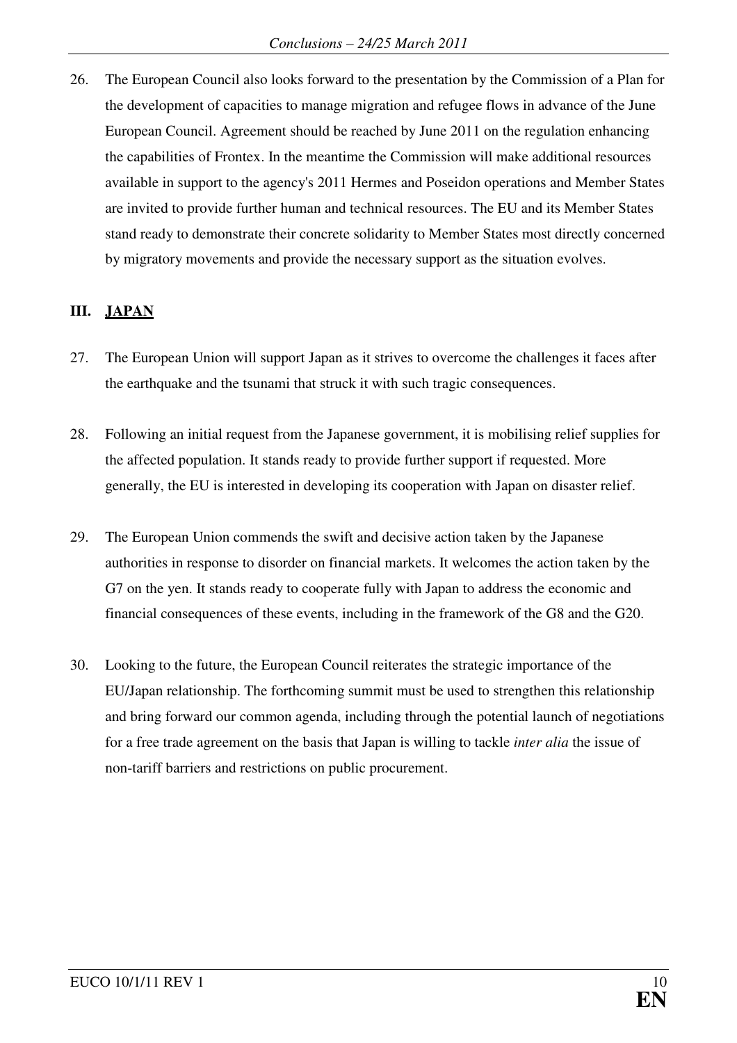26. The European Council also looks forward to the presentation by the Commission of a Plan for the development of capacities to manage migration and refugee flows in advance of the June European Council. Agreement should be reached by June 2011 on the regulation enhancing the capabilities of Frontex. In the meantime the Commission will make additional resources available in support to the agency's 2011 Hermes and Poseidon operations and Member States are invited to provide further human and technical resources. The EU and its Member States stand ready to demonstrate their concrete solidarity to Member States most directly concerned by migratory movements and provide the necessary support as the situation evolves.

## III. JAPAN

27. The European Union will support Japan as it strives to overcome the challenges it faces after the earthquake and the tsunami that struck it with such tragic consequences.

28. Following an initial request from the Japanese government, it is mobilising relief supplies for the affected population. It stands ready to provide further support if requested. More generally, the EU is interested in developing its cooperation with Japan on disaster relief.

29. The European Union commends the swift and decisive action taken by the Japanese authorities in response to disorder on financial markets. It welcomes the action taken by the G7 on the yen. It stands ready to cooperate fully with Japan to address the economic and financial consequences of these events, including in the framework of the G8 and the G20.

30. Looking to the future, the European Council reiterates the strategic importance of the EU/Japan relationship. The forthcoming summit must be used to strengthen this relationship and bring forward our common agenda, including through the potential launch of negotiations for a free trade agreement on the basis that Japan is willing to tackle *inter alia* the issue of non-tariff barriers and restrictions on public procurement.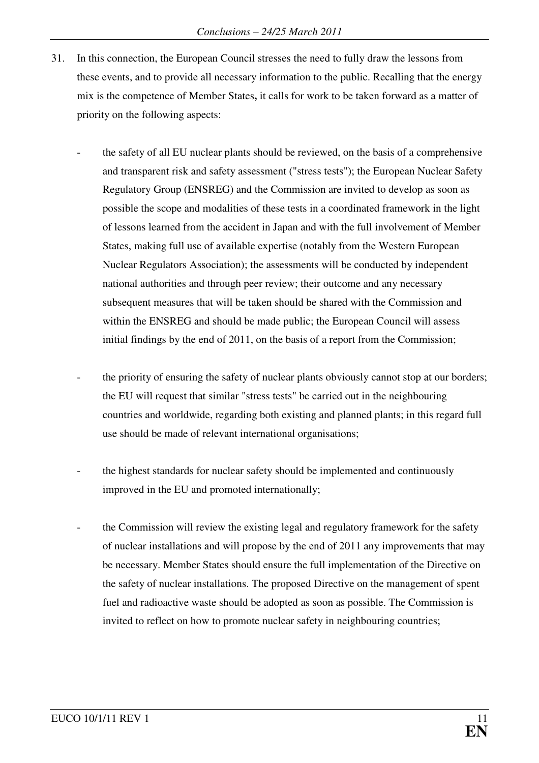31. In this connection, the European Council stresses the need to fully draw the lessons from these events, and to provide all necessary information to the public. Recalling that the energy mix is the competence of Member States**,** it calls for work to be taken forward as a matter of priority on the following aspects:

    - the safety of all EU nuclear plants should be reviewed, on the basis of a comprehensive and transparent risk and safety assessment ("stress tests"); the European Nuclear Safety Regulatory Group (ENSREG) and the Commission are invited to develop as soon as possible the scope and modalities of these tests in a coordinated framework in the light of lessons learned from the accident in Japan and with the full involvement of Member States, making full use of available expertise (notably from the Western European Nuclear Regulators Association); the assessments will be conducted by independent national authorities and through peer review; their outcome and any necessary subsequent measures that will be taken should be shared with the Commission and within the ENSREG and should be made public; the European Council will assess initial findings by the end of 2011, on the basis of a report from the Commission;

    - the priority of ensuring the safety of nuclear plants obviously cannot stop at our borders; the EU will request that similar "stress tests" be carried out in the neighbouring countries and worldwide, regarding both existing and planned plants; in this regard full use should be made of relevant international organisations;

    - the highest standards for nuclear safety should be implemented and continuously improved in the EU and promoted internationally;

    - the Commission will review the existing legal and regulatory framework for the safety of nuclear installations and will propose by the end of 2011 any improvements that may be necessary. Member States should ensure the full implementation of the Directive on the safety of nuclear installations. The proposed Directive on the management of spent fuel and radioactive waste should be adopted as soon as possible. The Commission is invited to reflect on how to promote nuclear safety in neighbouring countries;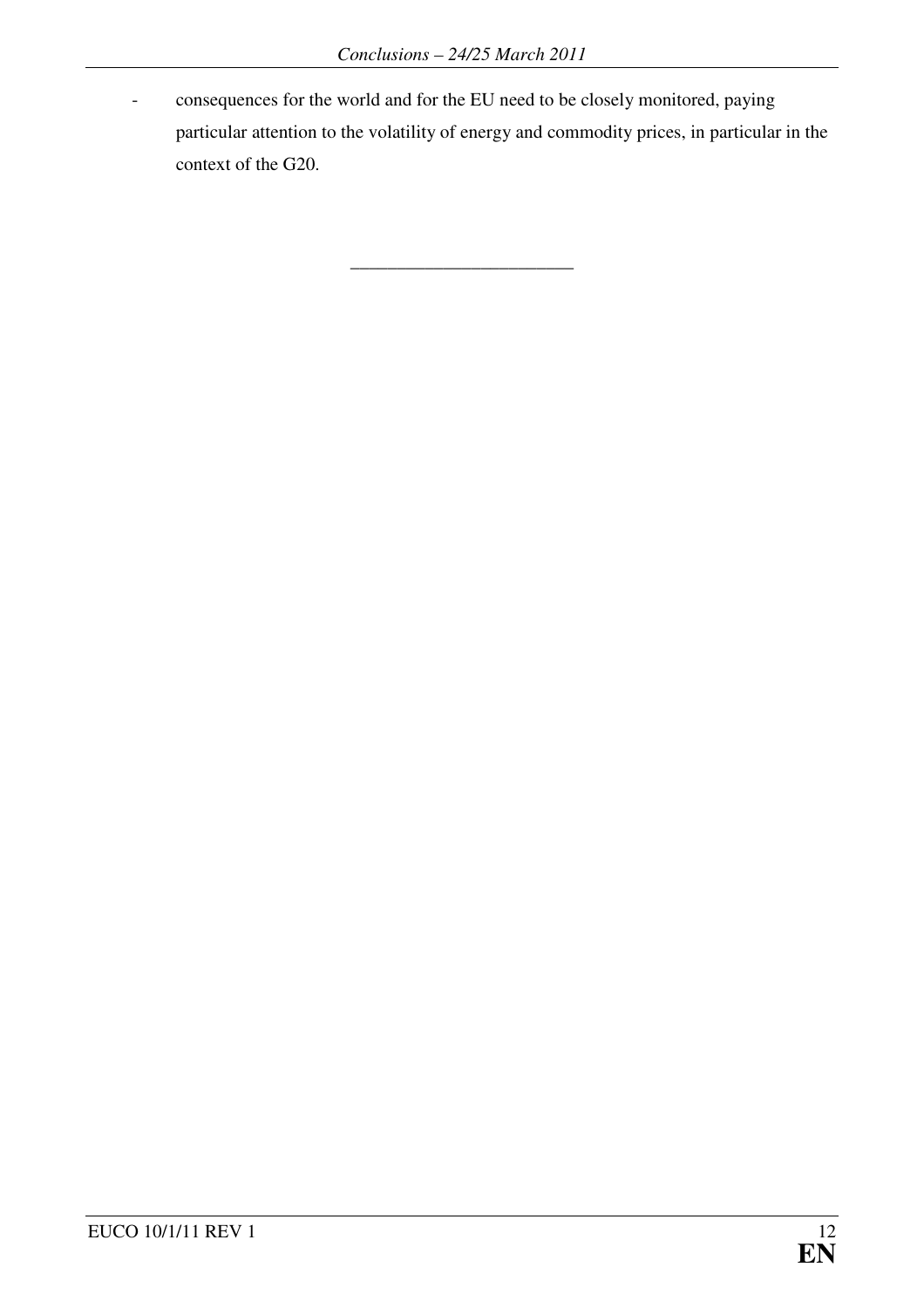- consequences for the world and for the EU need to be closely monitored, paying particular attention to the volatility of energy and commodity prices, in particular in the context of the G20.

________________________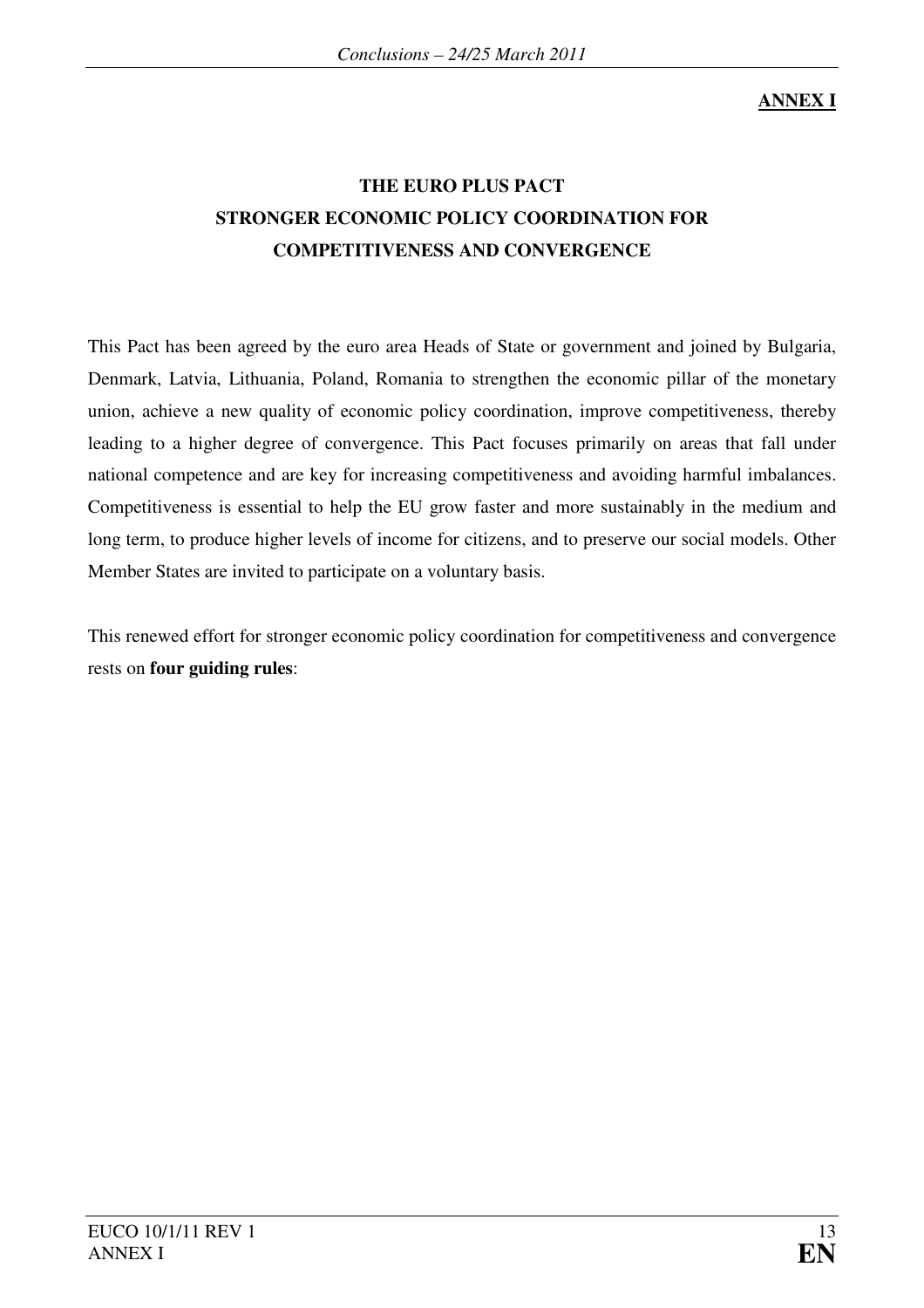**ANNEX I**

# THE EURO PLUS PACT
# STRONGER ECONOMIC POLICY COORDINATION FOR COMPETITIVENESS AND CONVERGENCE

This Pact has been agreed by the euro area Heads of State or government and joined by Bulgaria, Denmark, Latvia, Lithuania, Poland, Romania to strengthen the economic pillar of the monetary union, achieve a new quality of economic policy coordination, improve competitiveness, thereby leading to a higher degree of convergence. This Pact focuses primarily on areas that fall under national competence and are key for increasing competitiveness and avoiding harmful imbalances. Competitiveness is essential to help the EU grow faster and more sustainably in the medium and long term, to produce higher levels of income for citizens, and to preserve our social models. Other Member States are invited to participate on a voluntary basis.

This renewed effort for stronger economic policy coordination for competitiveness and convergence rests on **four guiding rules**: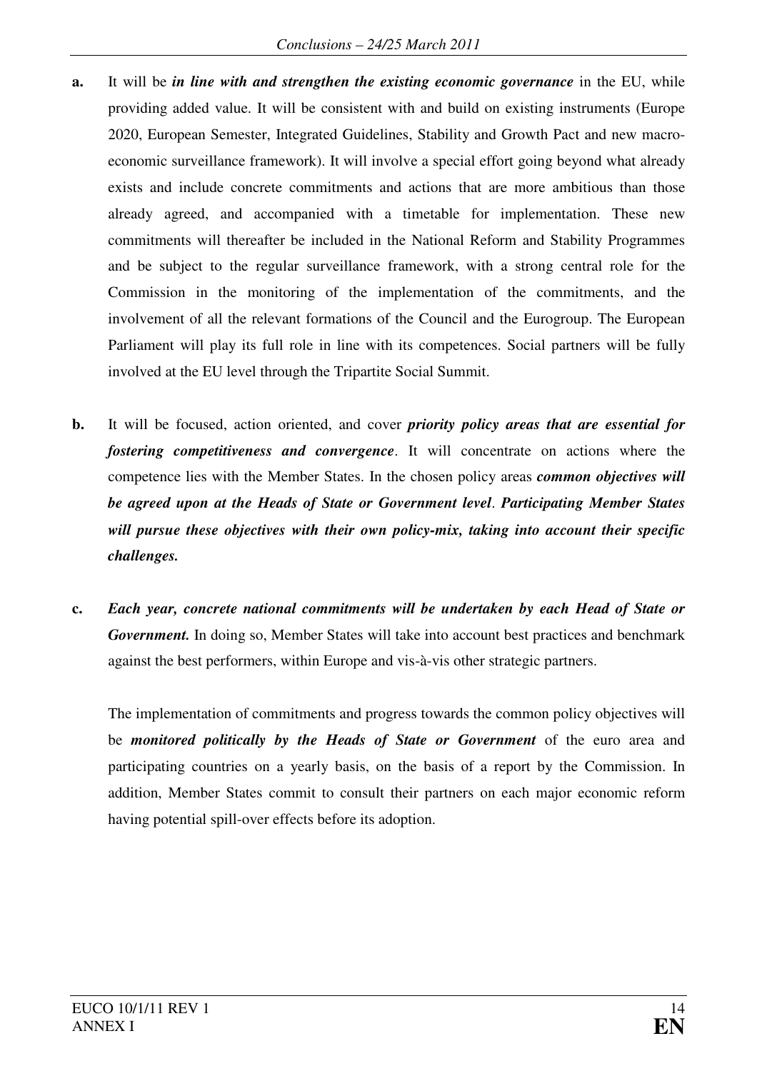**a.** It will be ***in line with and strengthen the existing economic governance*** in the EU, while providing added value. It will be consistent with and build on existing instruments (Europe 2020, European Semester, Integrated Guidelines, Stability and Growth Pact and new macro-economic surveillance framework). It will involve a special effort going beyond what already exists and include concrete commitments and actions that are more ambitious than those already agreed, and accompanied with a timetable for implementation. These new commitments will thereafter be included in the National Reform and Stability Programmes and be subject to the regular surveillance framework, with a strong central role for the Commission in the monitoring of the implementation of the commitments, and the involvement of all the relevant formations of the Council and the Eurogroup. The European Parliament will play its full role in line with its competences. Social partners will be fully involved at the EU level through the Tripartite Social Summit.

**b.** It will be focused, action oriented, and cover ***priority policy areas that are essential for fostering competitiveness and convergence***. It will concentrate on actions where the competence lies with the Member States. In the chosen policy areas ***common objectives will be agreed upon at the Heads of State or Government level***. ***Participating Member States will pursue these objectives with their own policy-mix, taking into account their specific challenges.***

**c.** ***Each year, concrete national commitments will be undertaken by each Head of State or Government.*** In doing so, Member States will take into account best practices and benchmark against the best performers, within Europe and vis-à-vis other strategic partners.

The implementation of commitments and progress towards the common policy objectives will be ***monitored politically by the Heads of State or Government*** of the euro area and participating countries on a yearly basis, on the basis of a report by the Commission. In addition, Member States commit to consult their partners on each major economic reform having potential spill-over effects before its adoption.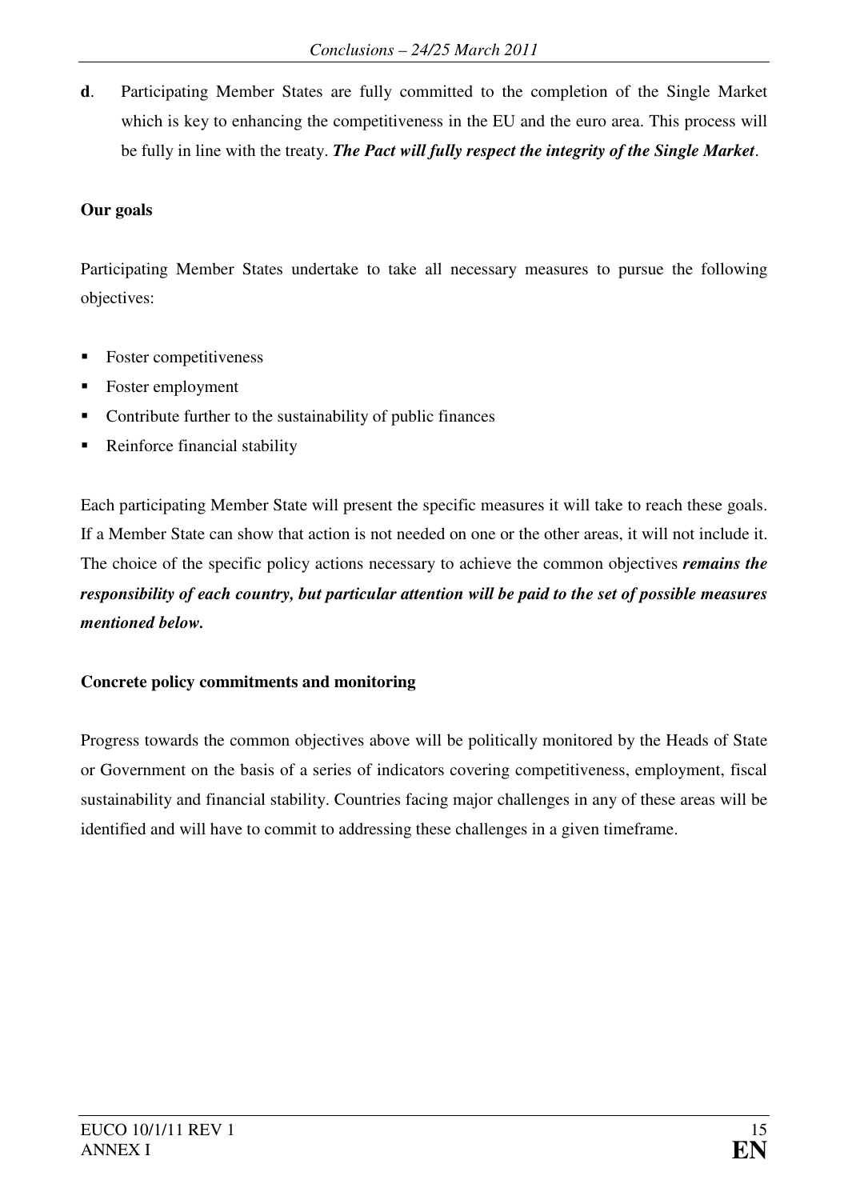**d**. Participating Member States are fully committed to the completion of the Single Market which is key to enhancing the competitiveness in the EU and the euro area. This process will be fully in line with the treaty. ***The Pact will fully respect the integrity of the Single Market***.

**Our goals**

Participating Member States undertake to take all necessary measures to pursue the following objectives:

- Foster competitiveness
- Foster employment
- Contribute further to the sustainability of public finances
- Reinforce financial stability

Each participating Member State will present the specific measures it will take to reach these goals. If a Member State can show that action is not needed on one or the other areas, it will not include it. The choice of the specific policy actions necessary to achieve the common objectives ***remains the responsibility of each country, but particular attention will be paid to the set of possible measures mentioned below.***

**Concrete policy commitments and monitoring**

Progress towards the common objectives above will be politically monitored by the Heads of State or Government on the basis of a series of indicators covering competitiveness, employment, fiscal sustainability and financial stability. Countries facing major challenges in any of these areas will be identified and will have to commit to addressing these challenges in a given timeframe.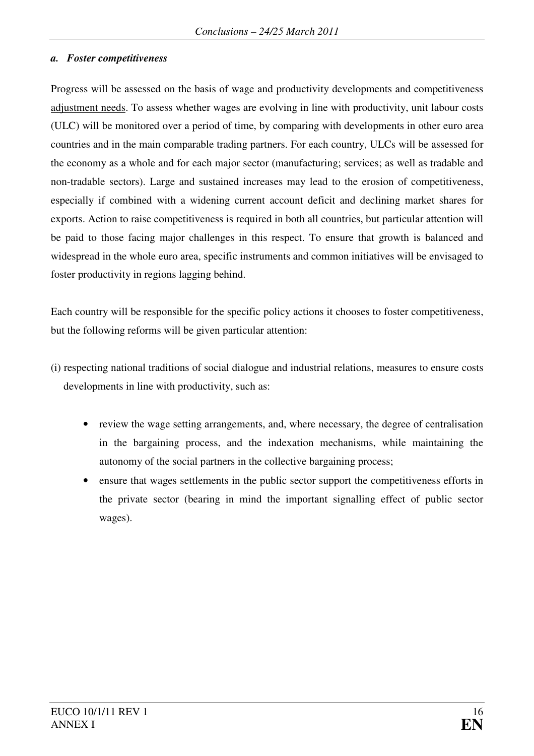### *a. Foster competitiveness*

Progress will be assessed on the basis of wage and productivity developments and competitiveness adjustment needs. To assess whether wages are evolving in line with productivity, unit labour costs (ULC) will be monitored over a period of time, by comparing with developments in other euro area countries and in the main comparable trading partners. For each country, ULCs will be assessed for the economy as a whole and for each major sector (manufacturing; services; as well as tradable and non-tradable sectors). Large and sustained increases may lead to the erosion of competitiveness, especially if combined with a widening current account deficit and declining market shares for exports. Action to raise competitiveness is required in both all countries, but particular attention will be paid to those facing major challenges in this respect. To ensure that growth is balanced and widespread in the whole euro area, specific instruments and common initiatives will be envisaged to foster productivity in regions lagging behind.

Each country will be responsible for the specific policy actions it chooses to foster competitiveness, but the following reforms will be given particular attention:

(i) respecting national traditions of social dialogue and industrial relations, measures to ensure costs developments in line with productivity, such as:

- review the wage setting arrangements, and, where necessary, the degree of centralisation in the bargaining process, and the indexation mechanisms, while maintaining the autonomy of the social partners in the collective bargaining process;
- ensure that wages settlements in the public sector support the competitiveness efforts in the private sector (bearing in mind the important signalling effect of public sector wages).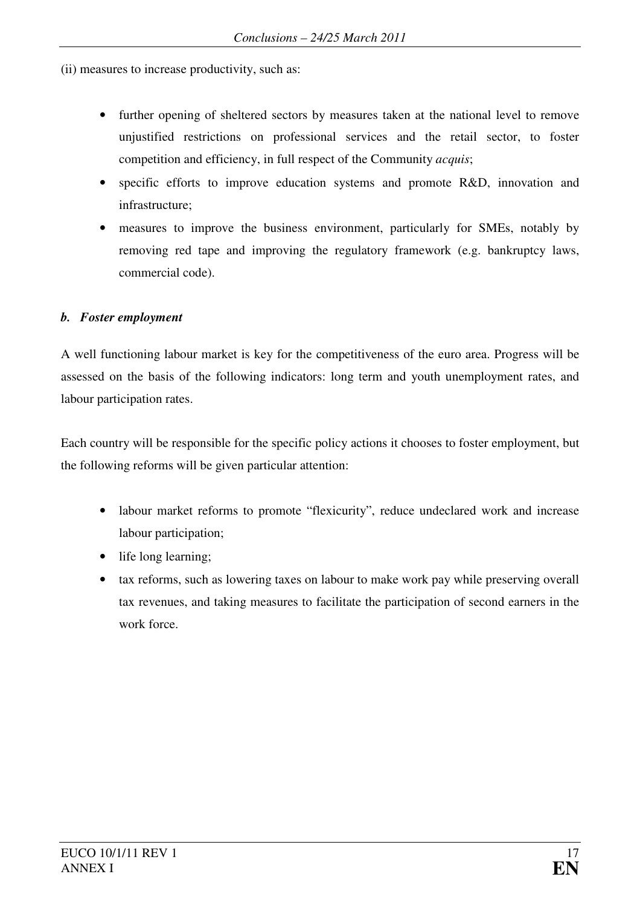(ii) measures to increase productivity, such as:

- further opening of sheltered sectors by measures taken at the national level to remove unjustified restrictions on professional services and the retail sector, to foster competition and efficiency, in full respect of the Community *acquis*;
- specific efforts to improve education systems and promote R&D, innovation and infrastructure;
- measures to improve the business environment, particularly for SMEs, notably by removing red tape and improving the regulatory framework (e.g. bankruptcy laws, commercial code).

### *b. Foster employment*

A well functioning labour market is key for the competitiveness of the euro area. Progress will be assessed on the basis of the following indicators: long term and youth unemployment rates, and labour participation rates.

Each country will be responsible for the specific policy actions it chooses to foster employment, but the following reforms will be given particular attention:

- labour market reforms to promote "flexicurity", reduce undeclared work and increase labour participation;
- life long learning;
- tax reforms, such as lowering taxes on labour to make work pay while preserving overall tax revenues, and taking measures to facilitate the participation of second earners in the work force.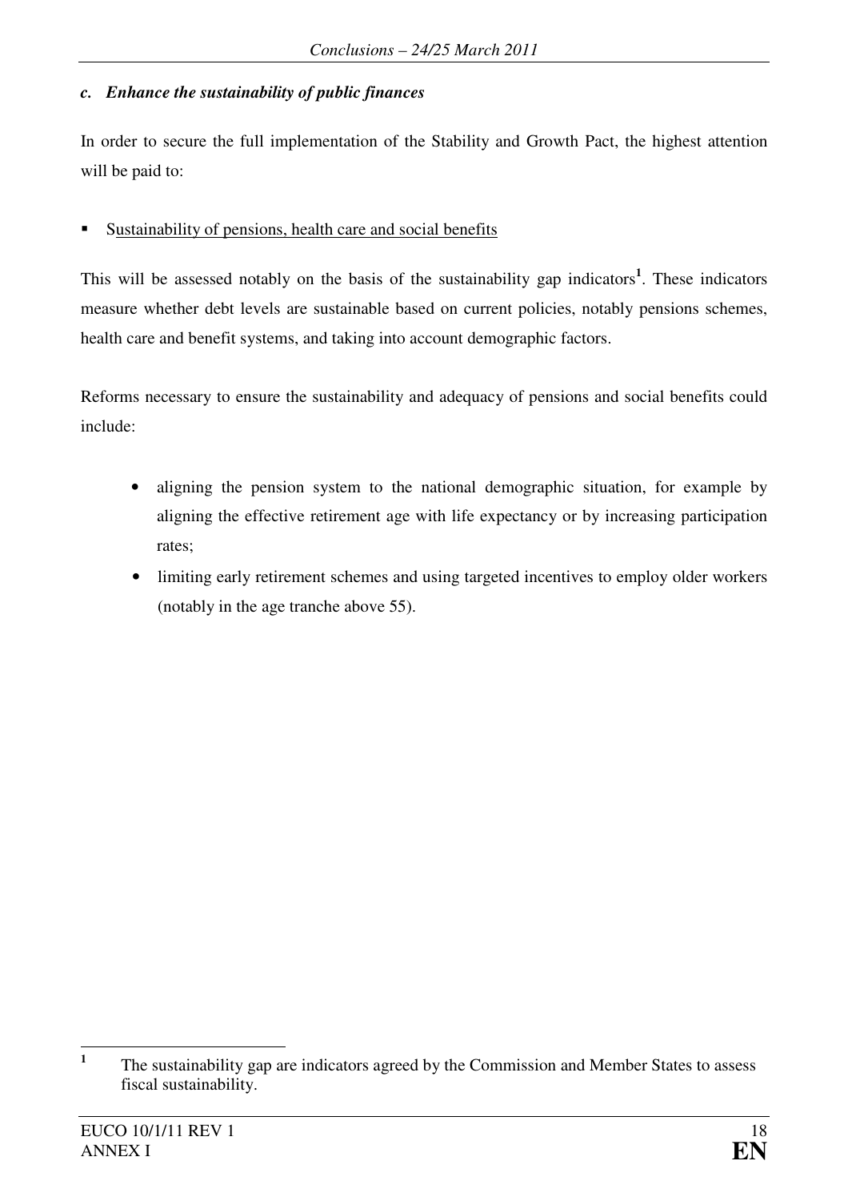### *c. Enhance the sustainability of public finances*

In order to secure the full implementation of the Stability and Growth Pact, the highest attention will be paid to:

- Sustainability of pensions, health care and social benefits

This will be assessed notably on the basis of the sustainability gap indicators[1]. These indicators measure whether debt levels are sustainable based on current policies, notably pensions schemes, health care and benefit systems, and taking into account demographic factors.

Reforms necessary to ensure the sustainability and adequacy of pensions and social benefits could include:

- aligning the pension system to the national demographic situation, for example by aligning the effective retirement age with life expectancy or by increasing participation rates;
- limiting early retirement schemes and using targeted incentives to employ older workers (notably in the age tranche above 55).

---

[1] The sustainability gap are indicators agreed by the Commission and Member States to assess fiscal sustainability.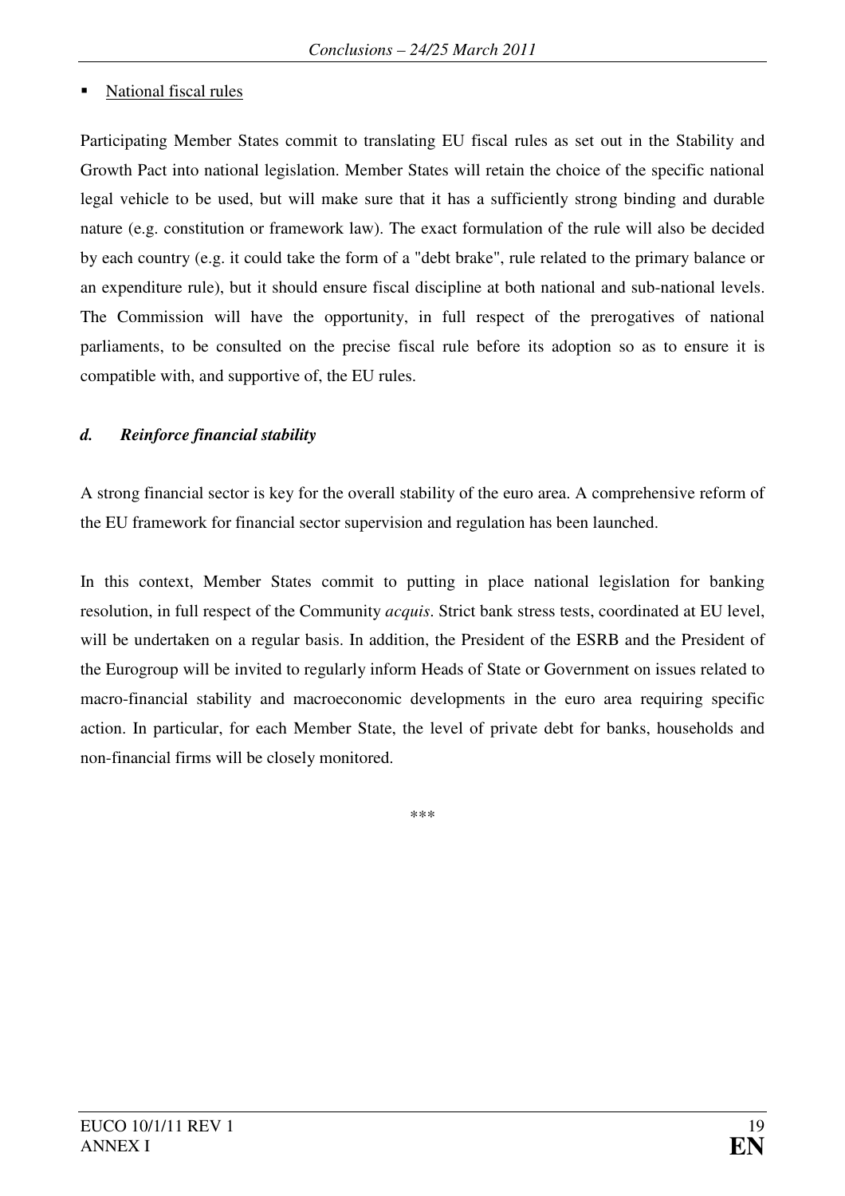- National fiscal rules

Participating Member States commit to translating EU fiscal rules as set out in the Stability and Growth Pact into national legislation. Member States will retain the choice of the specific national legal vehicle to be used, but will make sure that it has a sufficiently strong binding and durable nature (e.g. constitution or framework law). The exact formulation of the rule will also be decided by each country (e.g. it could take the form of a "debt brake", rule related to the primary balance or an expenditure rule), but it should ensure fiscal discipline at both national and sub-national levels. The Commission will have the opportunity, in full respect of the prerogatives of national parliaments, to be consulted on the precise fiscal rule before its adoption so as to ensure it is compatible with, and supportive of, the EU rules.

### *d. Reinforce financial stability*

A strong financial sector is key for the overall stability of the euro area. A comprehensive reform of the EU framework for financial sector supervision and regulation has been launched.

In this context, Member States commit to putting in place national legislation for banking resolution, in full respect of the Community *acquis*. Strict bank stress tests, coordinated at EU level, will be undertaken on a regular basis. In addition, the President of the ESRB and the President of the Eurogroup will be invited to regularly inform Heads of State or Government on issues related to macro-financial stability and macroeconomic developments in the euro area requiring specific action. In particular, for each Member State, the level of private debt for banks, households and non-financial firms will be closely monitored.

\*\*\*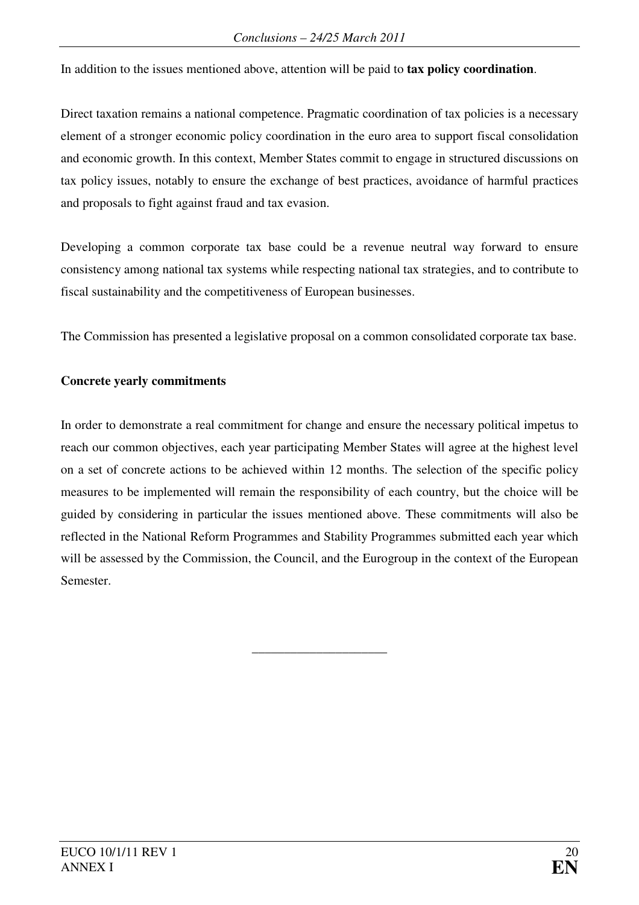In addition to the issues mentioned above, attention will be paid to **tax policy coordination**.

Direct taxation remains a national competence. Pragmatic coordination of tax policies is a necessary element of a stronger economic policy coordination in the euro area to support fiscal consolidation and economic growth. In this context, Member States commit to engage in structured discussions on tax policy issues, notably to ensure the exchange of best practices, avoidance of harmful practices and proposals to fight against fraud and tax evasion.

Developing a common corporate tax base could be a revenue neutral way forward to ensure consistency among national tax systems while respecting national tax strategies, and to contribute to fiscal sustainability and the competitiveness of European businesses.

The Commission has presented a legislative proposal on a common consolidated corporate tax base.

**Concrete yearly commitments**

In order to demonstrate a real commitment for change and ensure the necessary political impetus to reach our common objectives, each year participating Member States will agree at the highest level on a set of concrete actions to be achieved within 12 months. The selection of the specific policy measures to be implemented will remain the responsibility of each country, but the choice will be guided by considering in particular the issues mentioned above. These commitments will also be reflected in the National Reform Programmes and Stability Programmes submitted each year which will be assessed by the Commission, the Council, and the Eurogroup in the context of the European Semester.

____________________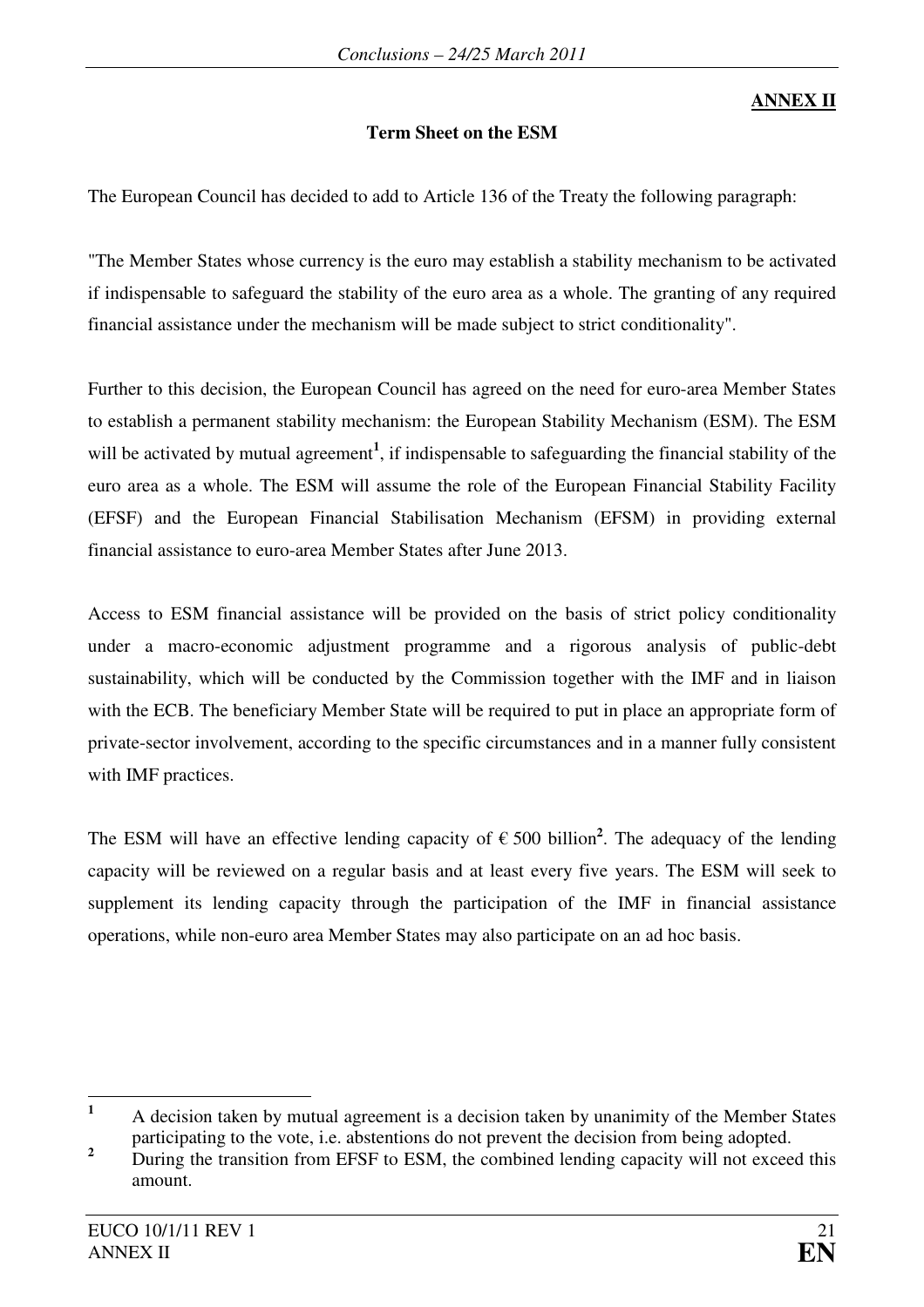**ANNEX II**

**Term Sheet on the ESM**

The European Council has decided to add to Article 136 of the Treaty the following paragraph:

"The Member States whose currency is the euro may establish a stability mechanism to be activated if indispensable to safeguard the stability of the euro area as a whole. The granting of any required financial assistance under the mechanism will be made subject to strict conditionality".

Further to this decision, the European Council has agreed on the need for euro-area Member States to establish a permanent stability mechanism: the European Stability Mechanism (ESM). The ESM will be activated by mutual agreement[1], if indispensable to safeguarding the financial stability of the euro area as a whole. The ESM will assume the role of the European Financial Stability Facility (EFSF) and the European Financial Stabilisation Mechanism (EFSM) in providing external financial assistance to euro-area Member States after June 2013.

Access to ESM financial assistance will be provided on the basis of strict policy conditionality under a macro-economic adjustment programme and a rigorous analysis of public-debt sustainability, which will be conducted by the Commission together with the IMF and in liaison with the ECB. The beneficiary Member State will be required to put in place an appropriate form of private-sector involvement, according to the specific circumstances and in a manner fully consistent with IMF practices.

The ESM will have an effective lending capacity of € 500 billion[2]. The adequacy of the lending capacity will be reviewed on a regular basis and at least every five years. The ESM will seek to supplement its lending capacity through the participation of the IMF in financial assistance operations, while non-euro area Member States may also participate on an ad hoc basis.

---

[1] A decision taken by mutual agreement is a decision taken by unanimity of the Member States participating to the vote, i.e. abstentions do not prevent the decision from being adopted.

[2] During the transition from EFSF to ESM, the combined lending capacity will not exceed this amount.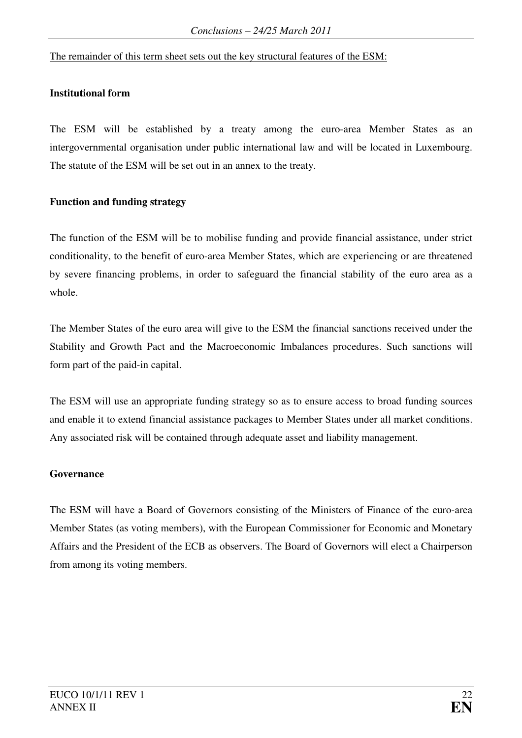The remainder of this term sheet sets out the key structural features of the ESM:

**Institutional form**

The ESM will be established by a treaty among the euro-area Member States as an intergovernmental organisation under public international law and will be located in Luxembourg. The statute of the ESM will be set out in an annex to the treaty.

**Function and funding strategy**

The function of the ESM will be to mobilise funding and provide financial assistance, under strict conditionality, to the benefit of euro-area Member States, which are experiencing or are threatened by severe financing problems, in order to safeguard the financial stability of the euro area as a whole.

The Member States of the euro area will give to the ESM the financial sanctions received under the Stability and Growth Pact and the Macroeconomic Imbalances procedures. Such sanctions will form part of the paid-in capital.

The ESM will use an appropriate funding strategy so as to ensure access to broad funding sources and enable it to extend financial assistance packages to Member States under all market conditions. Any associated risk will be contained through adequate asset and liability management.

**Governance**

The ESM will have a Board of Governors consisting of the Ministers of Finance of the euro-area Member States (as voting members), with the European Commissioner for Economic and Monetary Affairs and the President of the ECB as observers. The Board of Governors will elect a Chairperson from among its voting members.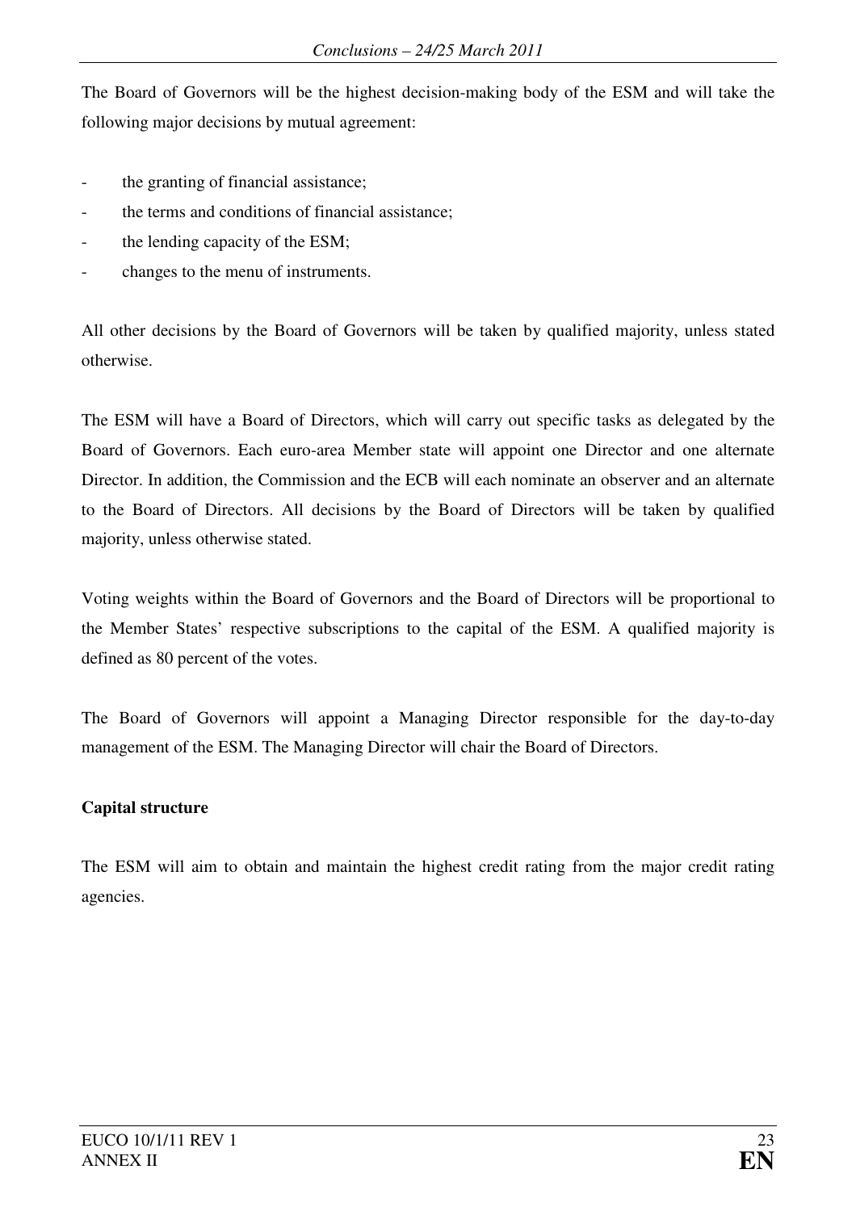The Board of Governors will be the highest decision-making body of the ESM and will take the following major decisions by mutual agreement:

- the granting of financial assistance;
- the terms and conditions of financial assistance;
- the lending capacity of the ESM;
- changes to the menu of instruments.

All other decisions by the Board of Governors will be taken by qualified majority, unless stated otherwise.

The ESM will have a Board of Directors, which will carry out specific tasks as delegated by the Board of Governors. Each euro-area Member state will appoint one Director and one alternate Director. In addition, the Commission and the ECB will each nominate an observer and an alternate to the Board of Directors. All decisions by the Board of Directors will be taken by qualified majority, unless otherwise stated.

Voting weights within the Board of Governors and the Board of Directors will be proportional to the Member States' respective subscriptions to the capital of the ESM. A qualified majority is defined as 80 percent of the votes.

The Board of Governors will appoint a Managing Director responsible for the day-to-day management of the ESM. The Managing Director will chair the Board of Directors.

**Capital structure**

The ESM will aim to obtain and maintain the highest credit rating from the major credit rating agencies.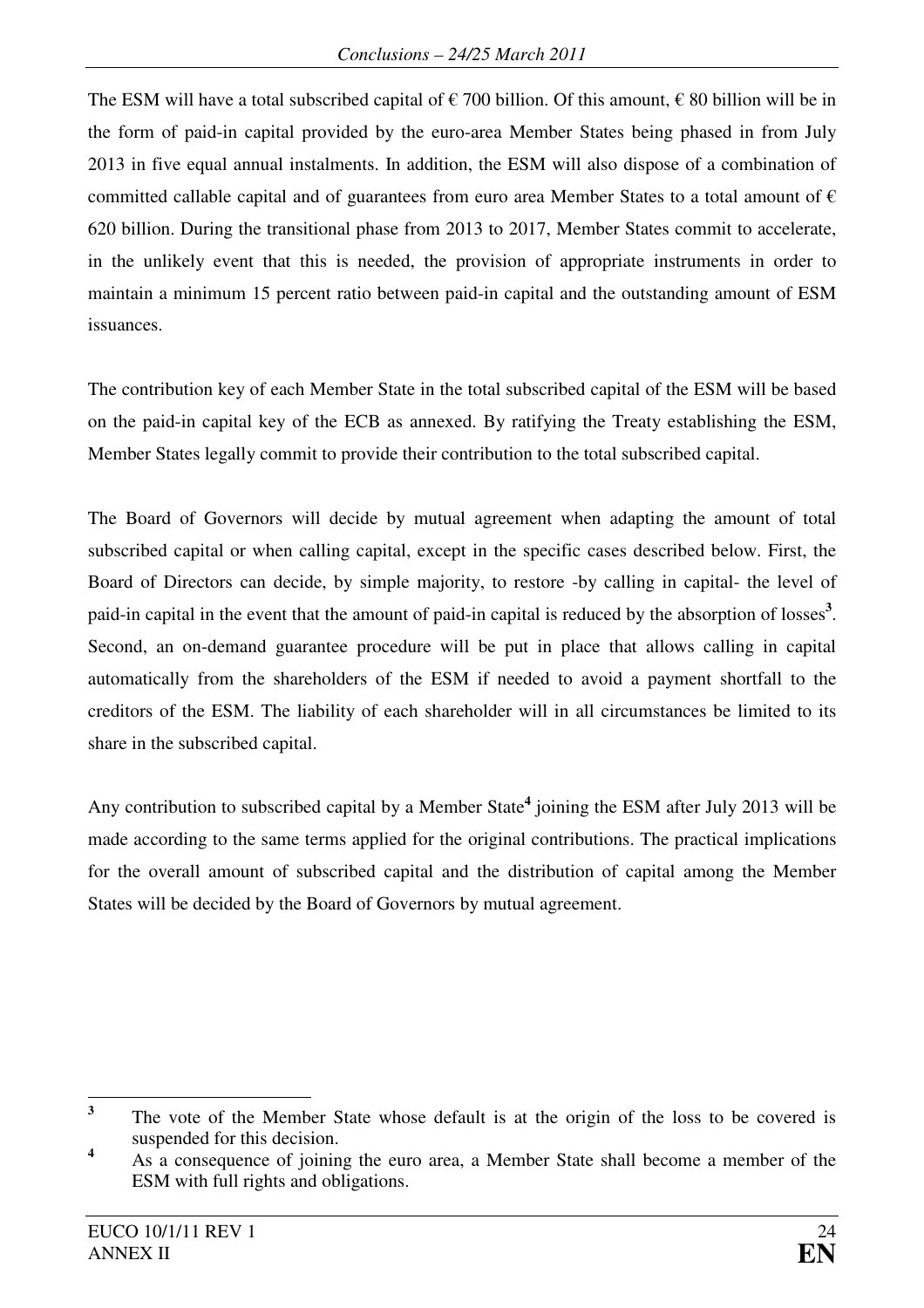The ESM will have a total subscribed capital of € 700 billion. Of this amount, € 80 billion will be in the form of paid-in capital provided by the euro-area Member States being phased in from July 2013 in five equal annual instalments. In addition, the ESM will also dispose of a combination of committed callable capital and of guarantees from euro area Member States to a total amount of € 620 billion. During the transitional phase from 2013 to 2017, Member States commit to accelerate, in the unlikely event that this is needed, the provision of appropriate instruments in order to maintain a minimum 15 percent ratio between paid-in capital and the outstanding amount of ESM issuances.

The contribution key of each Member State in the total subscribed capital of the ESM will be based on the paid-in capital key of the ECB as annexed. By ratifying the Treaty establishing the ESM, Member States legally commit to provide their contribution to the total subscribed capital.

The Board of Governors will decide by mutual agreement when adapting the amount of total subscribed capital or when calling capital, except in the specific cases described below. First, the Board of Directors can decide, by simple majority, to restore -by calling in capital- the level of paid-in capital in the event that the amount of paid-in capital is reduced by the absorption of losses[3]. Second, an on-demand guarantee procedure will be put in place that allows calling in capital automatically from the shareholders of the ESM if needed to avoid a payment shortfall to the creditors of the ESM. The liability of each shareholder will in all circumstances be limited to its share in the subscribed capital.

Any contribution to subscribed capital by a Member State[4] joining the ESM after July 2013 will be made according to the same terms applied for the original contributions. The practical implications for the overall amount of subscribed capital and the distribution of capital among the Member States will be decided by the Board of Governors by mutual agreement.

---

[3] The vote of the Member State whose default is at the origin of the loss to be covered is suspended for this decision.

[4] As a consequence of joining the euro area, a Member State shall become a member of the ESM with full rights and obligations.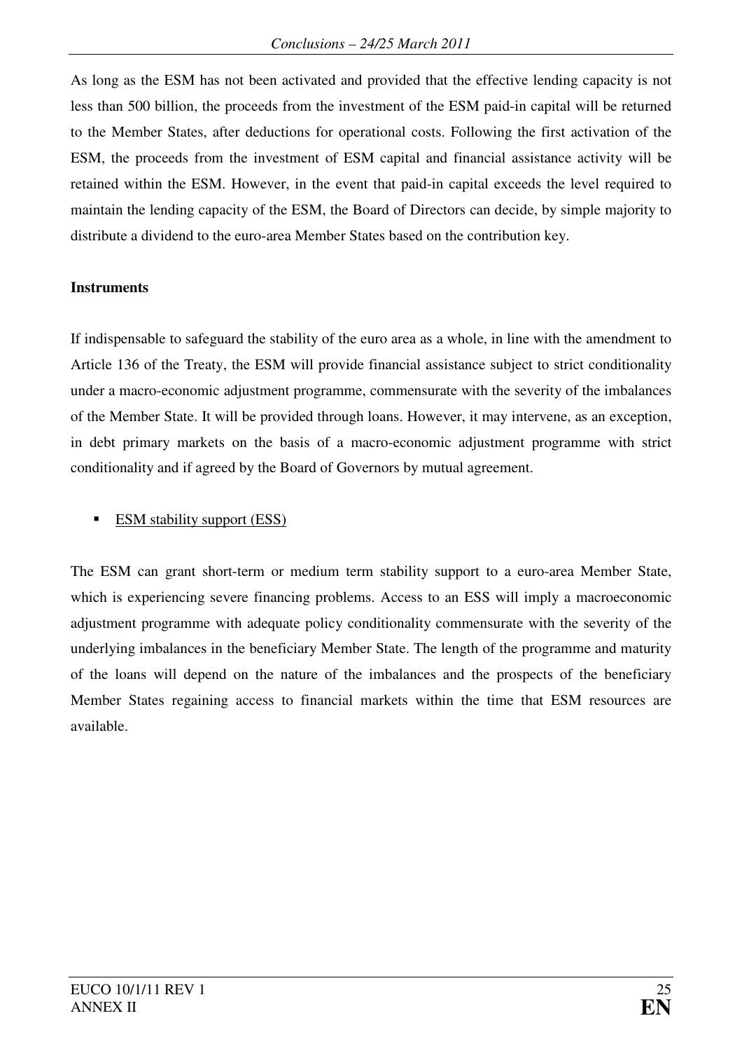As long as the ESM has not been activated and provided that the effective lending capacity is not less than 500 billion, the proceeds from the investment of the ESM paid-in capital will be returned to the Member States, after deductions for operational costs. Following the first activation of the ESM, the proceeds from the investment of ESM capital and financial assistance activity will be retained within the ESM. However, in the event that paid-in capital exceeds the level required to maintain the lending capacity of the ESM, the Board of Directors can decide, by simple majority to distribute a dividend to the euro-area Member States based on the contribution key.

**Instruments**

If indispensable to safeguard the stability of the euro area as a whole, in line with the amendment to Article 136 of the Treaty, the ESM will provide financial assistance subject to strict conditionality under a macro-economic adjustment programme, commensurate with the severity of the imbalances of the Member State. It will be provided through loans. However, it may intervene, as an exception, in debt primary markets on the basis of a macro-economic adjustment programme with strict conditionality and if agreed by the Board of Governors by mutual agreement.

- ESM stability support (ESS)

The ESM can grant short-term or medium term stability support to a euro-area Member State, which is experiencing severe financing problems. Access to an ESS will imply a macroeconomic adjustment programme with adequate policy conditionality commensurate with the severity of the underlying imbalances in the beneficiary Member State. The length of the programme and maturity of the loans will depend on the nature of the imbalances and the prospects of the beneficiary Member States regaining access to financial markets within the time that ESM resources are available.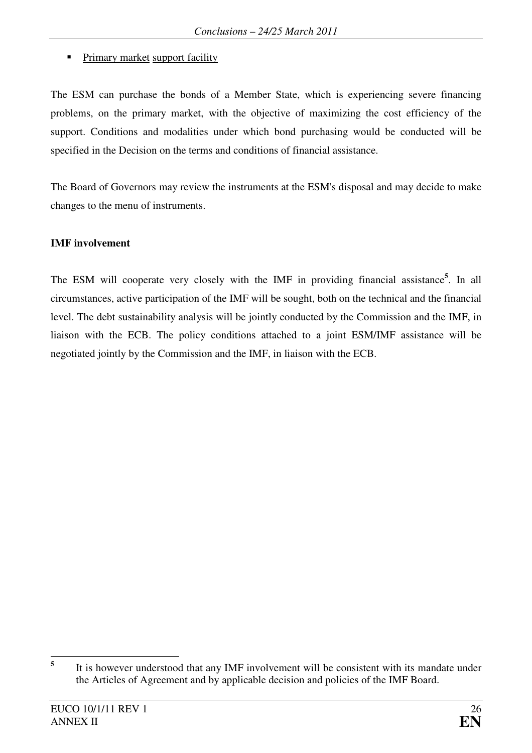- Primary market support facility

The ESM can purchase the bonds of a Member State, which is experiencing severe financing problems, on the primary market, with the objective of maximizing the cost efficiency of the support. Conditions and modalities under which bond purchasing would be conducted will be specified in the Decision on the terms and conditions of financial assistance.

The Board of Governors may review the instruments at the ESM's disposal and may decide to make changes to the menu of instruments.

**IMF involvement**

The ESM will cooperate very closely with the IMF in providing financial assistance[5]. In all circumstances, active participation of the IMF will be sought, both on the technical and the financial level. The debt sustainability analysis will be jointly conducted by the Commission and the IMF, in liaison with the ECB. The policy conditions attached to a joint ESM/IMF assistance will be negotiated jointly by the Commission and the IMF, in liaison with the ECB.

[5] It is however understood that any IMF involvement will be consistent with its mandate under the Articles of Agreement and by applicable decision and policies of the IMF Board.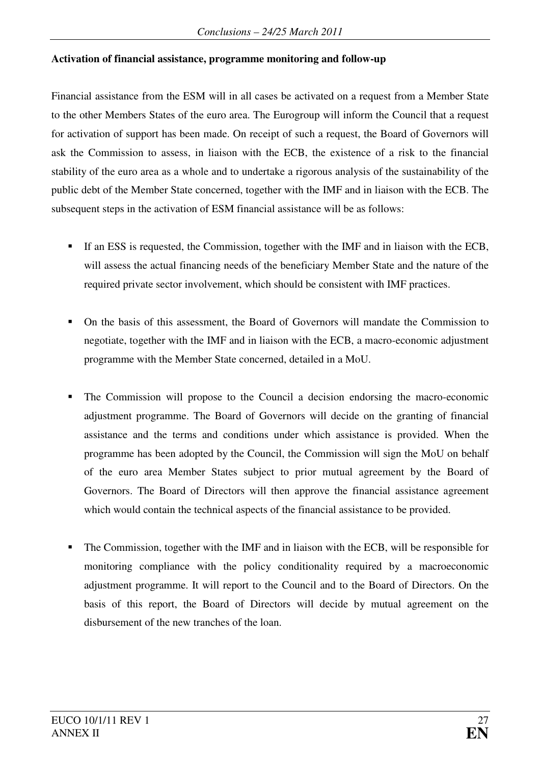**Activation of financial assistance, programme monitoring and follow-up**

Financial assistance from the ESM will in all cases be activated on a request from a Member State to the other Members States of the euro area. The Eurogroup will inform the Council that a request for activation of support has been made. On receipt of such a request, the Board of Governors will ask the Commission to assess, in liaison with the ECB, the existence of a risk to the financial stability of the euro area as a whole and to undertake a rigorous analysis of the sustainability of the public debt of the Member State concerned, together with the IMF and in liaison with the ECB. The subsequent steps in the activation of ESM financial assistance will be as follows:

- If an ESS is requested, the Commission, together with the IMF and in liaison with the ECB, will assess the actual financing needs of the beneficiary Member State and the nature of the required private sector involvement, which should be consistent with IMF practices.

- On the basis of this assessment, the Board of Governors will mandate the Commission to negotiate, together with the IMF and in liaison with the ECB, a macro-economic adjustment programme with the Member State concerned, detailed in a MoU.

- The Commission will propose to the Council a decision endorsing the macro-economic adjustment programme. The Board of Governors will decide on the granting of financial assistance and the terms and conditions under which assistance is provided. When the programme has been adopted by the Council, the Commission will sign the MoU on behalf of the euro area Member States subject to prior mutual agreement by the Board of Governors. The Board of Directors will then approve the financial assistance agreement which would contain the technical aspects of the financial assistance to be provided.

- The Commission, together with the IMF and in liaison with the ECB, will be responsible for monitoring compliance with the policy conditionality required by a macroeconomic adjustment programme. It will report to the Council and to the Board of Directors. On the basis of this report, the Board of Directors will decide by mutual agreement on the disbursement of the new tranches of the loan.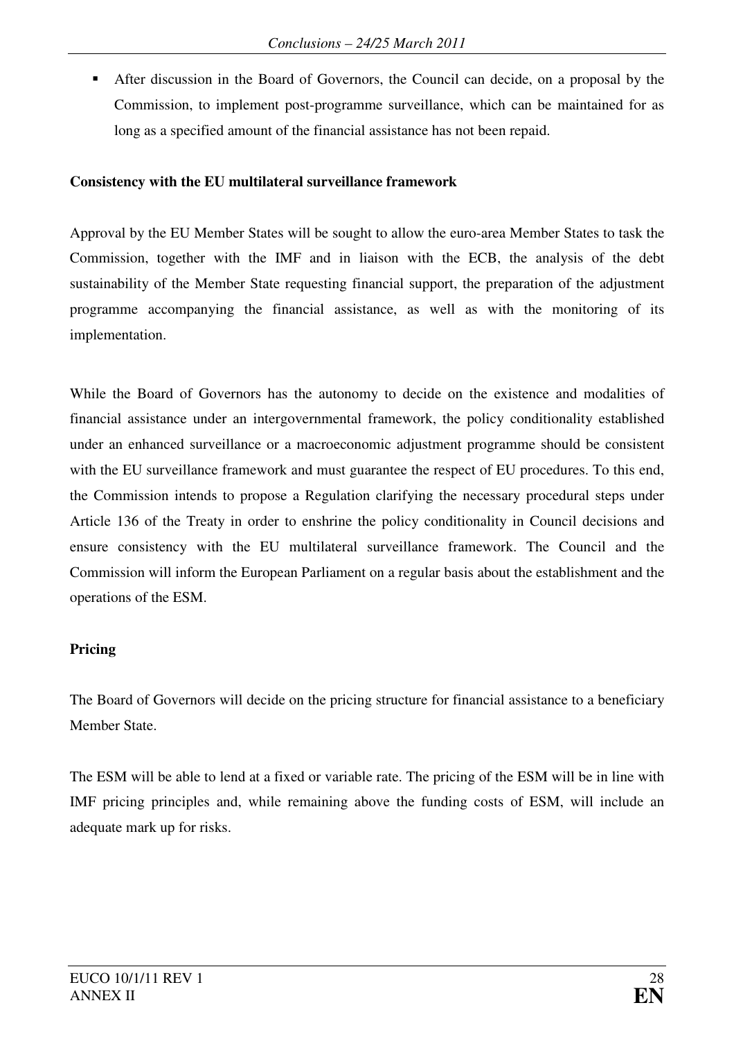- After discussion in the Board of Governors, the Council can decide, on a proposal by the Commission, to implement post-programme surveillance, which can be maintained for as long as a specified amount of the financial assistance has not been repaid.

**Consistency with the EU multilateral surveillance framework**

Approval by the EU Member States will be sought to allow the euro-area Member States to task the Commission, together with the IMF and in liaison with the ECB, the analysis of the debt sustainability of the Member State requesting financial support, the preparation of the adjustment programme accompanying the financial assistance, as well as with the monitoring of its implementation.

While the Board of Governors has the autonomy to decide on the existence and modalities of financial assistance under an intergovernmental framework, the policy conditionality established under an enhanced surveillance or a macroeconomic adjustment programme should be consistent with the EU surveillance framework and must guarantee the respect of EU procedures. To this end, the Commission intends to propose a Regulation clarifying the necessary procedural steps under Article 136 of the Treaty in order to enshrine the policy conditionality in Council decisions and ensure consistency with the EU multilateral surveillance framework. The Council and the Commission will inform the European Parliament on a regular basis about the establishment and the operations of the ESM.

**Pricing**

The Board of Governors will decide on the pricing structure for financial assistance to a beneficiary Member State.

The ESM will be able to lend at a fixed or variable rate. The pricing of the ESM will be in line with IMF pricing principles and, while remaining above the funding costs of ESM, will include an adequate mark up for risks.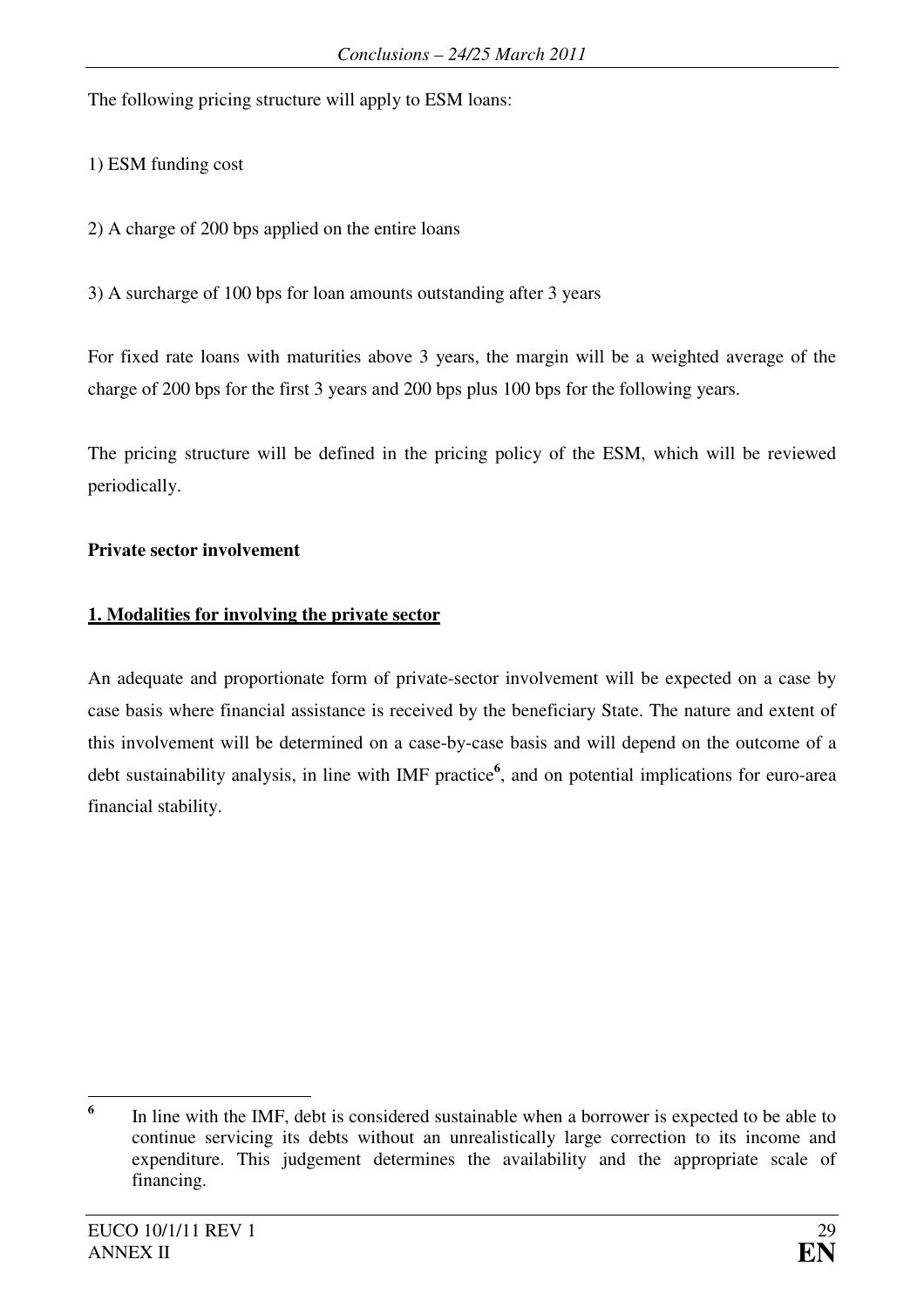The following pricing structure will apply to ESM loans:

1) ESM funding cost

2) A charge of 200 bps applied on the entire loans

3) A surcharge of 100 bps for loan amounts outstanding after 3 years

For fixed rate loans with maturities above 3 years, the margin will be a weighted average of the charge of 200 bps for the first 3 years and 200 bps plus 100 bps for the following years.

The pricing structure will be defined in the pricing policy of the ESM, which will be reviewed periodically.

**Private sector involvement**

**1. Modalities for involving the private sector**

An adequate and proportionate form of private-sector involvement will be expected on a case by case basis where financial assistance is received by the beneficiary State. The nature and extent of this involvement will be determined on a case-by-case basis and will depend on the outcome of a debt sustainability analysis, in line with IMF practice[6], and on potential implications for euro-area financial stability.

---

[6] In line with the IMF, debt is considered sustainable when a borrower is expected to be able to continue servicing its debts without an unrealistically large correction to its income and expenditure. This judgement determines the availability and the appropriate scale of financing.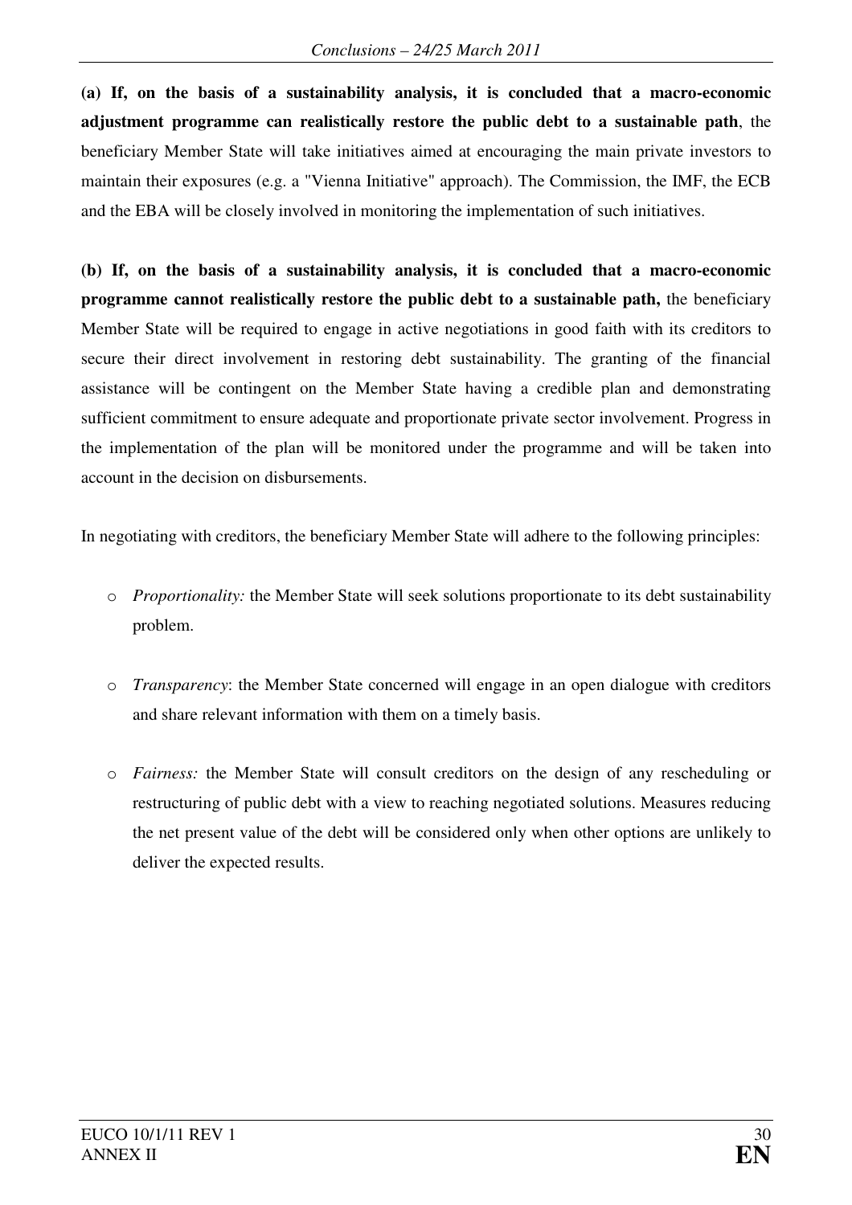**(a) If, on the basis of a sustainability analysis, it is concluded that a macro-economic adjustment programme can realistically restore the public debt to a sustainable path**, the beneficiary Member State will take initiatives aimed at encouraging the main private investors to maintain their exposures (e.g. a "Vienna Initiative" approach). The Commission, the IMF, the ECB and the EBA will be closely involved in monitoring the implementation of such initiatives.

**(b) If, on the basis of a sustainability analysis, it is concluded that a macro-economic programme cannot realistically restore the public debt to a sustainable path,** the beneficiary Member State will be required to engage in active negotiations in good faith with its creditors to secure their direct involvement in restoring debt sustainability. The granting of the financial assistance will be contingent on the Member State having a credible plan and demonstrating sufficient commitment to ensure adequate and proportionate private sector involvement. Progress in the implementation of the plan will be monitored under the programme and will be taken into account in the decision on disbursements.

In negotiating with creditors, the beneficiary Member State will adhere to the following principles:

- *Proportionality:* the Member State will seek solutions proportionate to its debt sustainability problem.
- *Transparency*: the Member State concerned will engage in an open dialogue with creditors and share relevant information with them on a timely basis.
- *Fairness:* the Member State will consult creditors on the design of any rescheduling or restructuring of public debt with a view to reaching negotiated solutions. Measures reducing the net present value of the debt will be considered only when other options are unlikely to deliver the expected results.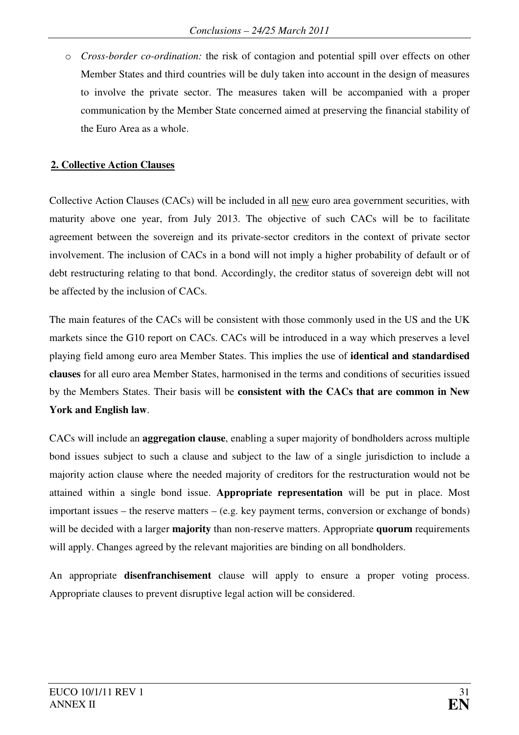- *Cross-border co-ordination:* the risk of contagion and potential spill over effects on other Member States and third countries will be duly taken into account in the design of measures to involve the private sector. The measures taken will be accompanied with a proper communication by the Member State concerned aimed at preserving the financial stability of the Euro Area as a whole.

## 2. Collective Action Clauses

Collective Action Clauses (CACs) will be included in all new euro area government securities, with maturity above one year, from July 2013. The objective of such CACs will be to facilitate agreement between the sovereign and its private-sector creditors in the context of private sector involvement. The inclusion of CACs in a bond will not imply a higher probability of default or of debt restructuring relating to that bond. Accordingly, the creditor status of sovereign debt will not be affected by the inclusion of CACs.

The main features of the CACs will be consistent with those commonly used in the US and the UK markets since the G10 report on CACs. CACs will be introduced in a way which preserves a level playing field among euro area Member States. This implies the use of **identical and standardised clauses** for all euro area Member States, harmonised in the terms and conditions of securities issued by the Members States. Their basis will be **consistent with the CACs that are common in New York and English law**.

CACs will include an **aggregation clause**, enabling a super majority of bondholders across multiple bond issues subject to such a clause and subject to the law of a single jurisdiction to include a majority action clause where the needed majority of creditors for the restructuration would not be attained within a single bond issue. **Appropriate representation** will be put in place. Most important issues – the reserve matters – (e.g. key payment terms, conversion or exchange of bonds) will be decided with a larger **majority** than non-reserve matters. Appropriate **quorum** requirements will apply. Changes agreed by the relevant majorities are binding on all bondholders.

An appropriate **disenfranchisement** clause will apply to ensure a proper voting process. Appropriate clauses to prevent disruptive legal action will be considered.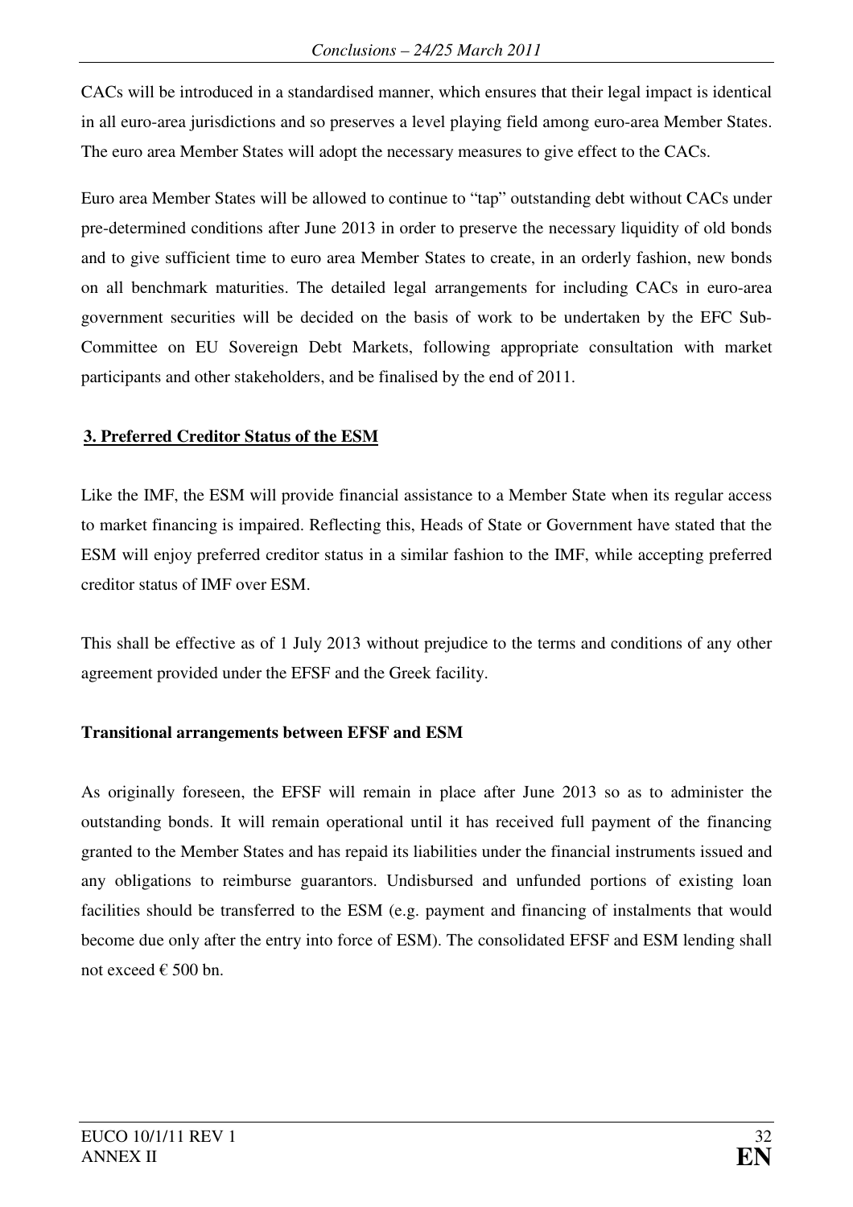CACs will be introduced in a standardised manner, which ensures that their legal impact is identical in all euro-area jurisdictions and so preserves a level playing field among euro-area Member States. The euro area Member States will adopt the necessary measures to give effect to the CACs.

Euro area Member States will be allowed to continue to "tap" outstanding debt without CACs under pre-determined conditions after June 2013 in order to preserve the necessary liquidity of old bonds and to give sufficient time to euro area Member States to create, in an orderly fashion, new bonds on all benchmark maturities. The detailed legal arrangements for including CACs in euro-area government securities will be decided on the basis of work to be undertaken by the EFC Sub-Committee on EU Sovereign Debt Markets, following appropriate consultation with market participants and other stakeholders, and be finalised by the end of 2011.

**3. Preferred Creditor Status of the ESM**

Like the IMF, the ESM will provide financial assistance to a Member State when its regular access to market financing is impaired. Reflecting this, Heads of State or Government have stated that the ESM will enjoy preferred creditor status in a similar fashion to the IMF, while accepting preferred creditor status of IMF over ESM.

This shall be effective as of 1 July 2013 without prejudice to the terms and conditions of any other agreement provided under the EFSF and the Greek facility.

**Transitional arrangements between EFSF and ESM**

As originally foreseen, the EFSF will remain in place after June 2013 so as to administer the outstanding bonds. It will remain operational until it has received full payment of the financing granted to the Member States and has repaid its liabilities under the financial instruments issued and any obligations to reimburse guarantors. Undisbursed and unfunded portions of existing loan facilities should be transferred to the ESM (e.g. payment and financing of instalments that would become due only after the entry into force of ESM). The consolidated EFSF and ESM lending shall not exceed € 500 bn.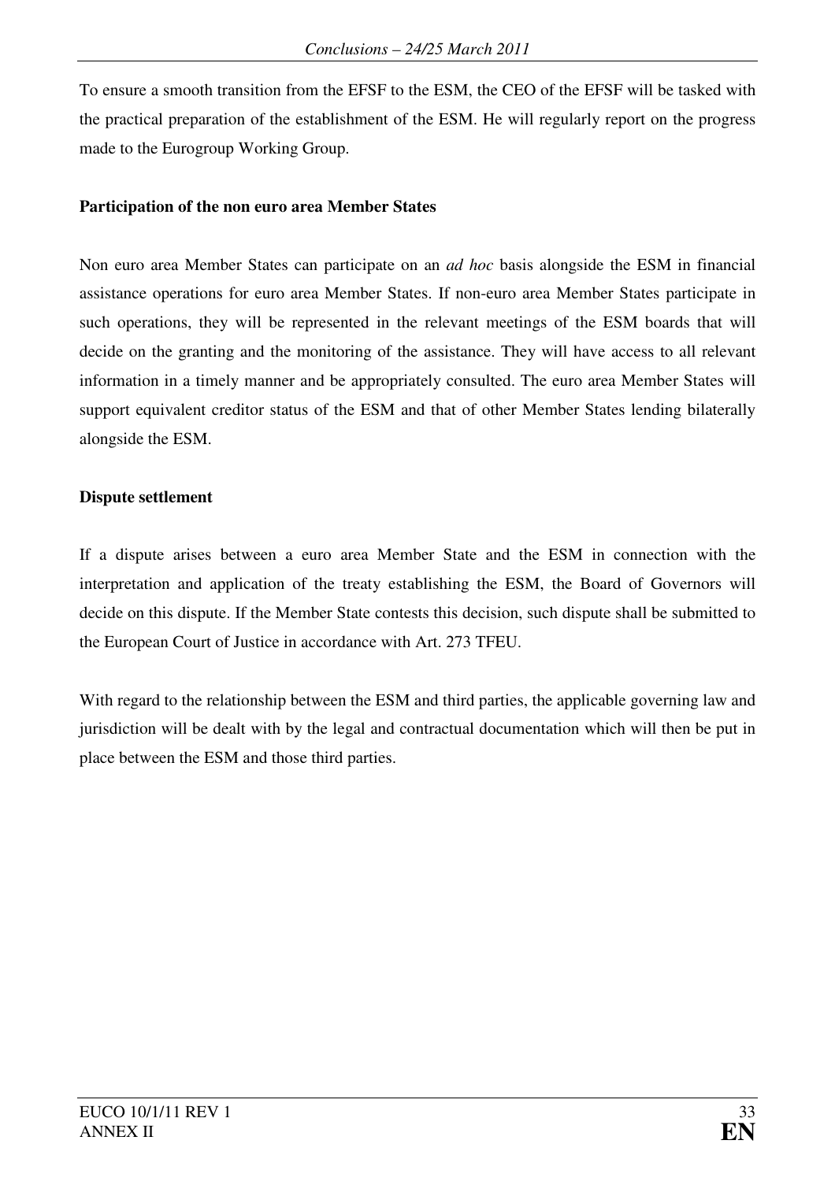To ensure a smooth transition from the EFSF to the ESM, the CEO of the EFSF will be tasked with the practical preparation of the establishment of the ESM. He will regularly report on the progress made to the Eurogroup Working Group.

**Participation of the non euro area Member States**

Non euro area Member States can participate on an *ad hoc* basis alongside the ESM in financial assistance operations for euro area Member States. If non-euro area Member States participate in such operations, they will be represented in the relevant meetings of the ESM boards that will decide on the granting and the monitoring of the assistance. They will have access to all relevant information in a timely manner and be appropriately consulted. The euro area Member States will support equivalent creditor status of the ESM and that of other Member States lending bilaterally alongside the ESM.

**Dispute settlement**

If a dispute arises between a euro area Member State and the ESM in connection with the interpretation and application of the treaty establishing the ESM, the Board of Governors will decide on this dispute. If the Member State contests this decision, such dispute shall be submitted to the European Court of Justice in accordance with Art. 273 TFEU.

With regard to the relationship between the ESM and third parties, the applicable governing law and jurisdiction will be dealt with by the legal and contractual documentation which will then be put in place between the ESM and those third parties.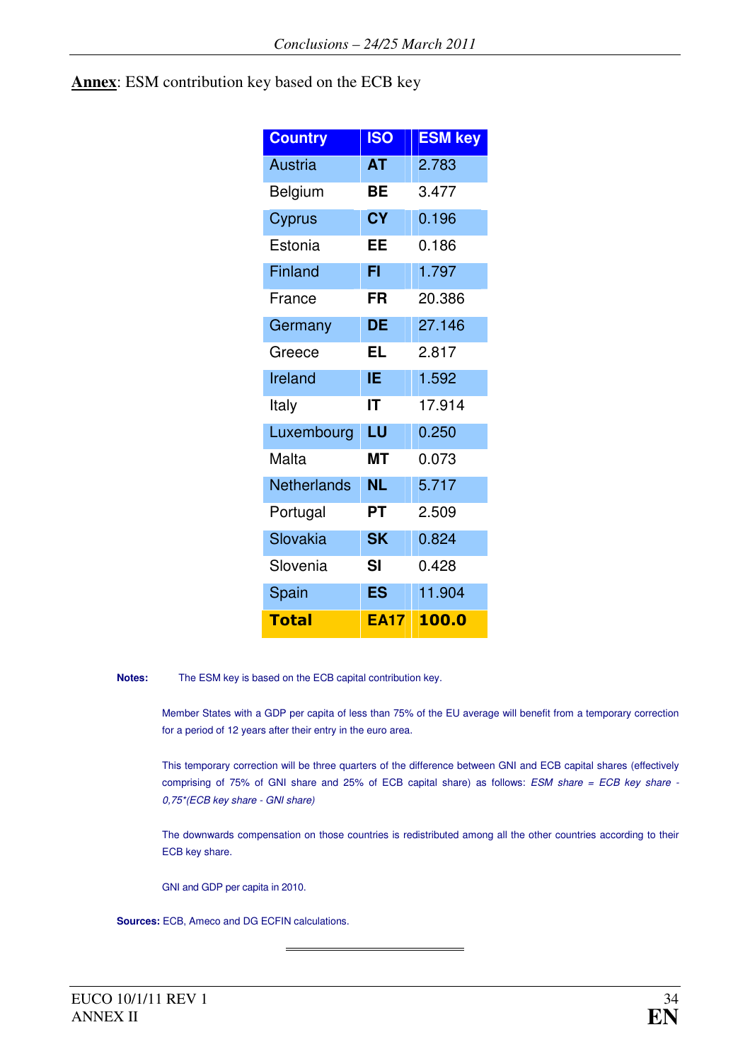**Annex**: ESM contribution key based on the ECB key

| Country | ISO | ESM key |
|---|---|---|
| Austria | **AT** | 2.783 |
| Belgium | **BE** | 3.477 |
| Cyprus | **CY** | 0.196 |
| Estonia | **EE** | 0.186 |
| Finland | **FI** | 1.797 |
| France | **FR** | 20.386 |
| Germany | **DE** | 27.146 |
| Greece | **EL** | 2.817 |
| Ireland | **IE** | 1.592 |
| Italy | **IT** | 17.914 |
| Luxembourg | **LU** | 0.250 |
| Malta | **MT** | 0.073 |
| Netherlands | **NL** | 5.717 |
| Portugal | **PT** | 2.509 |
| Slovakia | **SK** | 0.824 |
| Slovenia | **SI** | 0.428 |
| Spain | **ES** | 11.904 |
| **Total** | **EA17** | **100.0** |

**Notes:** The ESM key is based on the ECB capital contribution key.

Member States with a GDP per capita of less than 75% of the EU average will benefit from a temporary correction for a period of 12 years after their entry in the euro area.

This temporary correction will be three quarters of the difference between GNI and ECB capital shares (effectively comprising of 75% of GNI share and 25% of ECB capital share) as follows: *ESM share = ECB key share - 0,75\*(ECB key share - GNI share)*

The downwards compensation on those countries is redistributed among all the other countries according to their ECB key share.

GNI and GDP per capita in 2010.

**Sources:** ECB, Ameco and DG ECFIN calculations.